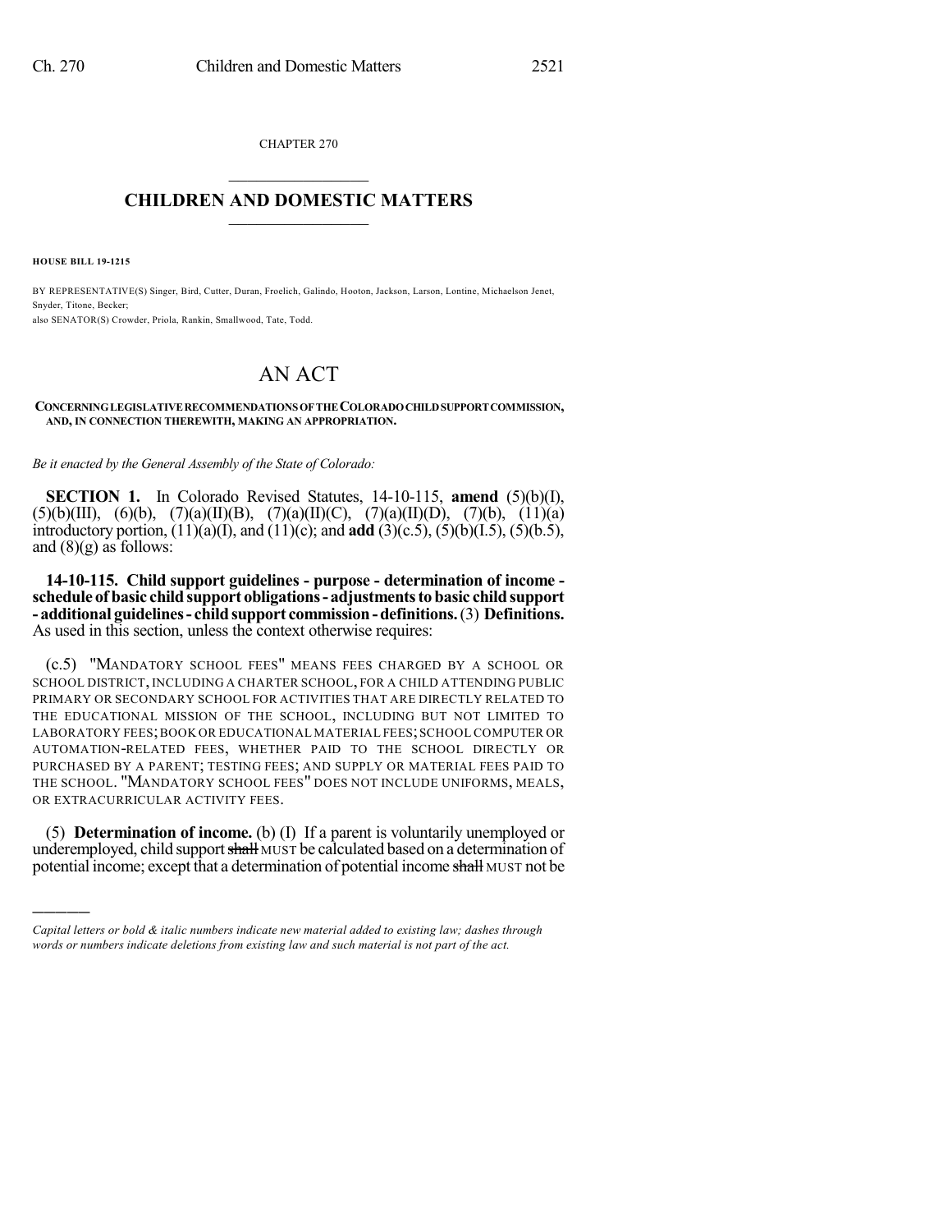CHAPTER 270

# CHILDREN AND DOMESTIC MATTERS

**HOUSE BILL 19-1215**

BY REPRESENTATIVE(S) Singer, Bird, Cutter, Duran, Froelich, Galindo, Hooton, Jackson, Larson, Lontine, Michaelson Jenet, Snyder, Titone, Becker;
also SENATOR(S) Crowder, Priola, Rankin, Smallwood, Tate, Todd.

# AN ACT

**CONCERNING LEGISLATIVE RECOMMENDATIONS OF THE COLORADO CHILD SUPPORT COMMISSION, AND, IN CONNECTION THEREWITH, MAKING AN APPROPRIATION.**

*Be it enacted by the General Assembly of the State of Colorado:*

**SECTION 1.** In Colorado Revised Statutes, 14-10-115, **amend** (5)(b)(I), (5)(b)(III), (6)(b), (7)(a)(II)(B), (7)(a)(II)(C), (7)(a)(II)(D), (7)(b), (11)(a) introductory portion, (11)(a)(I), and (11)(c); and **add** (3)(c.5), (5)(b)(I.5), (5)(b.5), and (8)(g) as follows:

**14-10-115. Child support guidelines - purpose - determination of income - schedule of basic child support obligations - adjustments to basic child support - additional guidelines - child support commission - definitions.** (3) **Definitions.** As used in this section, unless the context otherwise requires:

(c.5) "MANDATORY SCHOOL FEES" MEANS FEES CHARGED BY A SCHOOL OR SCHOOL DISTRICT, INCLUDING A CHARTER SCHOOL, FOR A CHILD ATTENDING PUBLIC PRIMARY OR SECONDARY SCHOOL FOR ACTIVITIES THAT ARE DIRECTLY RELATED TO THE EDUCATIONAL MISSION OF THE SCHOOL, INCLUDING BUT NOT LIMITED TO LABORATORY FEES; BOOK OR EDUCATIONAL MATERIAL FEES; SCHOOL COMPUTER OR AUTOMATION-RELATED FEES, WHETHER PAID TO THE SCHOOL DIRECTLY OR PURCHASED BY A PARENT; TESTING FEES; AND SUPPLY OR MATERIAL FEES PAID TO THE SCHOOL. "MANDATORY SCHOOL FEES" DOES NOT INCLUDE UNIFORMS, MEALS, OR EXTRACURRICULAR ACTIVITY FEES.

(5) **Determination of income.** (b) (I) If a parent is voluntarily unemployed or underemployed, child support ~~shall~~ MUST be calculated based on a determination of potential income; except that a determination of potential income ~~shall~~ MUST not be

---

*Capital letters or bold & italic numbers indicate new material added to existing law; dashes through words or numbers indicate deletions from existing law and such material is not part of the act.*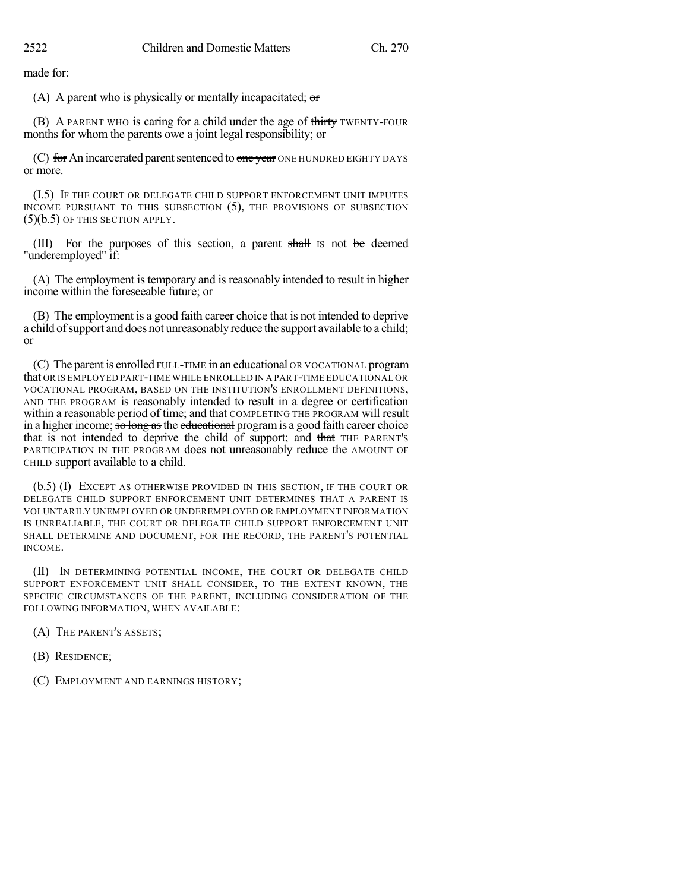made for:

(A) A parent who is physically or mentally incapacitated; ~~or~~

(B) A PARENT WHO is caring for a child under the age of ~~thirty~~ TWENTY-FOUR months for whom the parents owe a joint legal responsibility; or

(C) ~~for~~ An incarcerated parent sentenced to ~~one year~~ ONE HUNDRED EIGHTY DAYS or more.

(I.5) IF THE COURT OR DELEGATE CHILD SUPPORT ENFORCEMENT UNIT IMPUTES INCOME PURSUANT TO THIS SUBSECTION (5), THE PROVISIONS OF SUBSECTION (5)(b.5) OF THIS SECTION APPLY.

(III) For the purposes of this section, a parent ~~shall~~ IS not ~~be~~ deemed "underemployed" if:

(A) The employment is temporary and is reasonably intended to result in higher income within the foreseeable future; or

(B) The employment is a good faith career choice that is not intended to deprive a child of support and does not unreasonably reduce the support available to a child; or

(C) The parent is enrolled FULL-TIME in an educational OR VOCATIONAL program ~~that~~ OR IS EMPLOYED PART-TIME WHILE ENROLLED IN A PART-TIME EDUCATIONAL OR VOCATIONAL PROGRAM, BASED ON THE INSTITUTION'S ENROLLMENT DEFINITIONS, AND THE PROGRAM is reasonably intended to result in a degree or certification within a reasonable period of time; ~~and that~~ COMPLETING THE PROGRAM will result in a higher income; ~~so long as~~ the ~~educational~~ program is a good faith career choice that is not intended to deprive the child of support; and ~~that~~ THE PARENT'S PARTICIPATION IN THE PROGRAM does not unreasonably reduce the AMOUNT OF CHILD support available to a child.

(b.5) (I) EXCEPT AS OTHERWISE PROVIDED IN THIS SECTION, IF THE COURT OR DELEGATE CHILD SUPPORT ENFORCEMENT UNIT DETERMINES THAT A PARENT IS VOLUNTARILY UNEMPLOYED OR UNDEREMPLOYED OR EMPLOYMENT INFORMATION IS UNREALIABLE, THE COURT OR DELEGATE CHILD SUPPORT ENFORCEMENT UNIT SHALL DETERMINE AND DOCUMENT, FOR THE RECORD, THE PARENT'S POTENTIAL INCOME.

(II) IN DETERMINING POTENTIAL INCOME, THE COURT OR DELEGATE CHILD SUPPORT ENFORCEMENT UNIT SHALL CONSIDER, TO THE EXTENT KNOWN, THE SPECIFIC CIRCUMSTANCES OF THE PARENT, INCLUDING CONSIDERATION OF THE FOLLOWING INFORMATION, WHEN AVAILABLE:

(A) THE PARENT'S ASSETS;

(B) RESIDENCE;

(C) EMPLOYMENT AND EARNINGS HISTORY;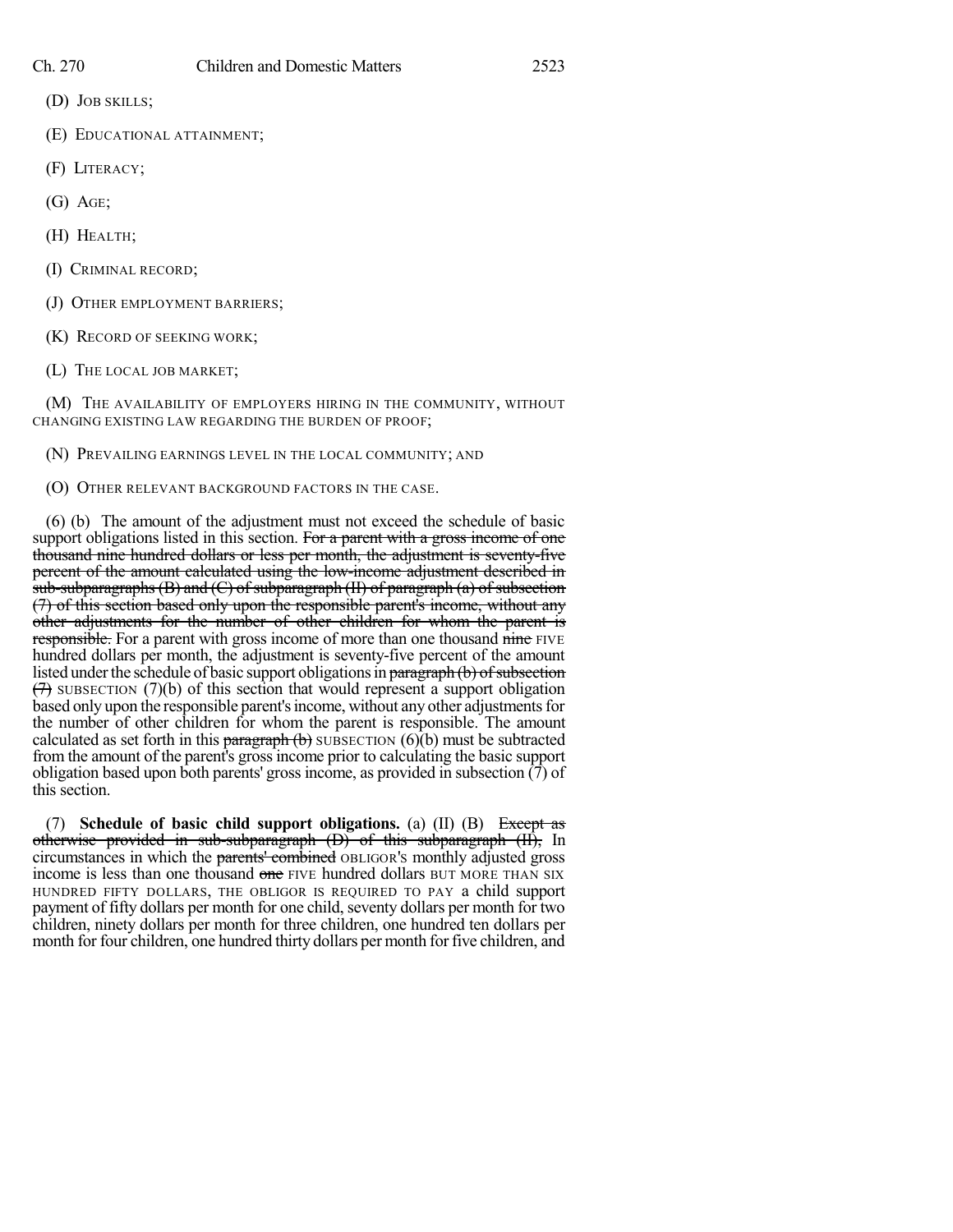(D) JOB SKILLS;

(E) EDUCATIONAL ATTAINMENT;

(F) LITERACY;

(G) AGE;

(H) HEALTH;

(I) CRIMINAL RECORD;

(J) OTHER EMPLOYMENT BARRIERS;

(K) RECORD OF SEEKING WORK;

(L) THE LOCAL JOB MARKET;

(M) THE AVAILABILITY OF EMPLOYERS HIRING IN THE COMMUNITY, WITHOUT CHANGING EXISTING LAW REGARDING THE BURDEN OF PROOF;

(N) PREVAILING EARNINGS LEVEL IN THE LOCAL COMMUNITY; AND

(O) OTHER RELEVANT BACKGROUND FACTORS IN THE CASE.

(6) (b) The amount of the adjustment must not exceed the schedule of basic support obligations listed in this section. ~~For a parent with a gross income of one thousand nine hundred dollars or less per month, the adjustment is seventy-five percent of the amount calculated using the low-income adjustment described in sub-subparagraphs (B) and (C) of subparagraph (II) of paragraph (a) of subsection (7) of this section based only upon the responsible parent's income, without any other adjustments for the number of other children for whom the parent is responsible.~~ For a parent with gross income of more than one thousand ~~nine~~ FIVE hundred dollars per month, the adjustment is seventy-five percent of the amount listed under the schedule of basic support obligations in ~~paragraph (b) of subsection (7)~~ SUBSECTION (7)(b) of this section that would represent a support obligation based only upon the responsible parent's income, without any other adjustments for the number of other children for whom the parent is responsible. The amount calculated as set forth in this ~~paragraph (b)~~ SUBSECTION (6)(b) must be subtracted from the amount of the parent's gross income prior to calculating the basic support obligation based upon both parents' gross income, as provided in subsection (7) of this section.

(7) **Schedule of basic child support obligations.** (a) (II) (B) ~~Except as otherwise provided in sub-subparagraph (D) of this subparagraph (II),~~ In circumstances in which the ~~parents' combined~~ OBLIGOR'S monthly adjusted gross income is less than one thousand ~~one~~ FIVE hundred dollars BUT MORE THAN SIX HUNDRED FIFTY DOLLARS, THE OBLIGOR IS REQUIRED TO PAY a child support payment of fifty dollars per month for one child, seventy dollars per month for two children, ninety dollars per month for three children, one hundred ten dollars per month for four children, one hundred thirty dollars per month for five children, and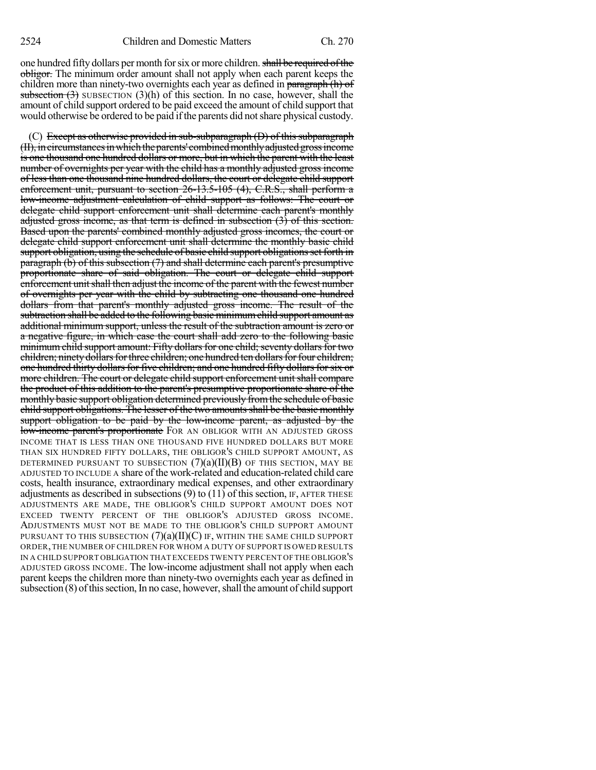one hundred fifty dollars per month for six or more children. ~~shall be required of the obligor.~~ The minimum order amount shall not apply when each parent keeps the children more than ninety-two overnights each year as defined in ~~paragraph (h) of subsection (3)~~ SUBSECTION (3)(h) of this section. In no case, however, shall the amount of child support ordered to be paid exceed the amount of child support that would otherwise be ordered to be paid if the parents did not share physical custody.

(C) ~~Except as otherwise provided in sub-subparagraph (D) of this subparagraph (II), in circumstances in which the parents' combined monthly adjusted gross income is one thousand one hundred dollars or more, but in which the parent with the least number of overnights per year with the child has a monthly adjusted gross income of less than one thousand nine hundred dollars, the court or delegate child support enforcement unit, pursuant to section 26-13.5-105 (4), C.R.S., shall perform a low-income adjustment calculation of child support as follows: The court or delegate child support enforcement unit shall determine each parent's monthly adjusted gross income, as that term is defined in subsection (3) of this section. Based upon the parents' combined monthly adjusted gross incomes, the court or delegate child support enforcement unit shall determine the monthly basic child support obligation, using the schedule of basic child support obligations set forth in paragraph (b) of this subsection (7) and shall determine each parent's presumptive proportionate share of said obligation. The court or delegate child support enforcement unit shall then adjust the income of the parent with the fewest number of overnights per year with the child by subtracting one thousand one hundred dollars from that parent's monthly adjusted gross income. The result of the subtraction shall be added to the following basic minimum child support amount as additional minimum support, unless the result of the subtraction amount is zero or a negative figure, in which case the court shall add zero to the following basic minimum child support amount: Fifty dollars for one child; seventy dollars for two children; ninety dollars for three children; one hundred ten dollars for four children; one hundred thirty dollars for five children; and one hundred fifty dollars for six or more children. The court or delegate child support enforcement unit shall compare the product of this addition to the parent's presumptive proportionate share of the monthly basic support obligation determined previously from the schedule of basic child support obligations. The lesser of the two amounts shall be the basic monthly support obligation to be paid by the low-income parent, as adjusted by the low-income parent's proportionate~~ FOR AN OBLIGOR WITH AN ADJUSTED GROSS INCOME THAT IS LESS THAN ONE THOUSAND FIVE HUNDRED DOLLARS BUT MORE THAN SIX HUNDRED FIFTY DOLLARS, THE OBLIGOR'S CHILD SUPPORT AMOUNT, AS DETERMINED PURSUANT TO SUBSECTION (7)(a)(II)(B) OF THIS SECTION, MAY BE ADJUSTED TO INCLUDE A share of the work-related and education-related child care costs, health insurance, extraordinary medical expenses, and other extraordinary adjustments as described in subsections (9) to (11) of this section, IF, AFTER THESE ADJUSTMENTS ARE MADE, THE OBLIGOR'S CHILD SUPPORT AMOUNT DOES NOT EXCEED TWENTY PERCENT OF THE OBLIGOR'S ADJUSTED GROSS INCOME. ADJUSTMENTS MUST NOT BE MADE TO THE OBLIGOR'S CHILD SUPPORT AMOUNT PURSUANT TO THIS SUBSECTION (7)(a)(II)(C) IF, WITHIN THE SAME CHILD SUPPORT ORDER, THE NUMBER OF CHILDREN FOR WHOM A DUTY OF SUPPORT IS OWED RESULTS IN A CHILD SUPPORT OBLIGATION THAT EXCEEDS TWENTY PERCENT OF THE OBLIGOR'S ADJUSTED GROSS INCOME. The low-income adjustment shall not apply when each parent keeps the children more than ninety-two overnights each year as defined in subsection (8) of this section, In no case, however, shall the amount of child support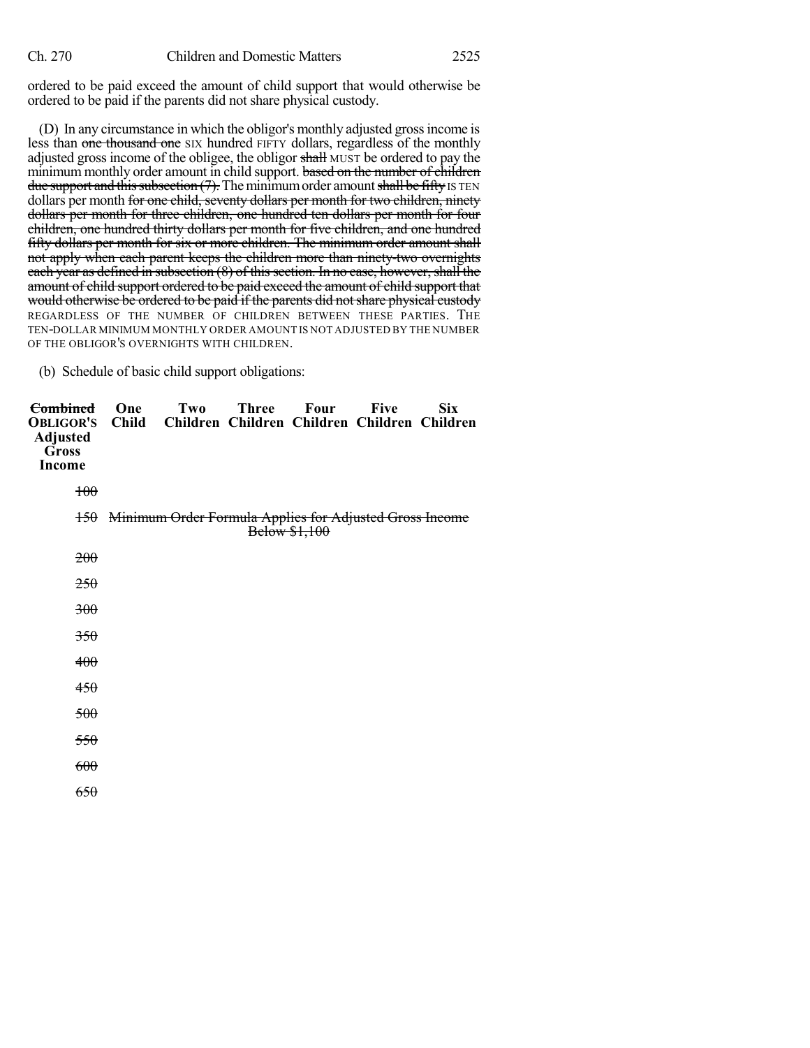ordered to be paid exceed the amount of child support that would otherwise be ordered to be paid if the parents did not share physical custody.

(D) In any circumstance in which the obligor's monthly adjusted gross income is less than ~~one thousand one~~ SIX hundred FIFTY dollars, regardless of the monthly adjusted gross income of the obligee, the obligor ~~shall~~ MUST be ordered to pay the minimum monthly order amount in child support. ~~based on the number of children due support and this subsection (7).~~ The minimum order amount ~~shall be fifty~~ IS TEN dollars per month ~~for one child, seventy dollars per month for two children, ninety dollars per month for three children, one hundred ten dollars per month for four children, one hundred thirty dollars per month for five children, and one hundred fifty dollars per month for six or more children. The minimum order amount shall not apply when each parent keeps the children more than ninety-two overnights each year as defined in subsection (8) of this section. In no case, however, shall the amount of child support ordered to be paid exceed the amount of child support that would otherwise be ordered to be paid if the parents did not share physical custody~~ REGARDLESS OF THE NUMBER OF CHILDREN BETWEEN THESE PARTIES. THE TEN-DOLLAR MINIMUM MONTHLY ORDER AMOUNT IS NOT ADJUSTED BY THE NUMBER OF THE OBLIGOR'S OVERNIGHTS WITH CHILDREN.

(b) Schedule of basic child support obligations:

| ~~Combined~~ OBLIGOR'S Adjusted Gross Income | One Child | Two Children | Three Children | Four Children | Five Children | Six Children |
|---|---|---|---|---|---|---|
| ~~100~~ | | | | | | |
| ~~150~~ | ~~Minimum Order Formula Applies for Adjusted Gross Income Below $1,100~~ | | | | | |
| ~~200~~ | | | | | | |
| ~~250~~ | | | | | | |
| ~~300~~ | | | | | | |
| ~~350~~ | | | | | | |
| ~~400~~ | | | | | | |
| ~~450~~ | | | | | | |
| ~~500~~ | | | | | | |
| ~~550~~ | | | | | | |
| ~~600~~ | | | | | | |
| ~~650~~ | | | | | | |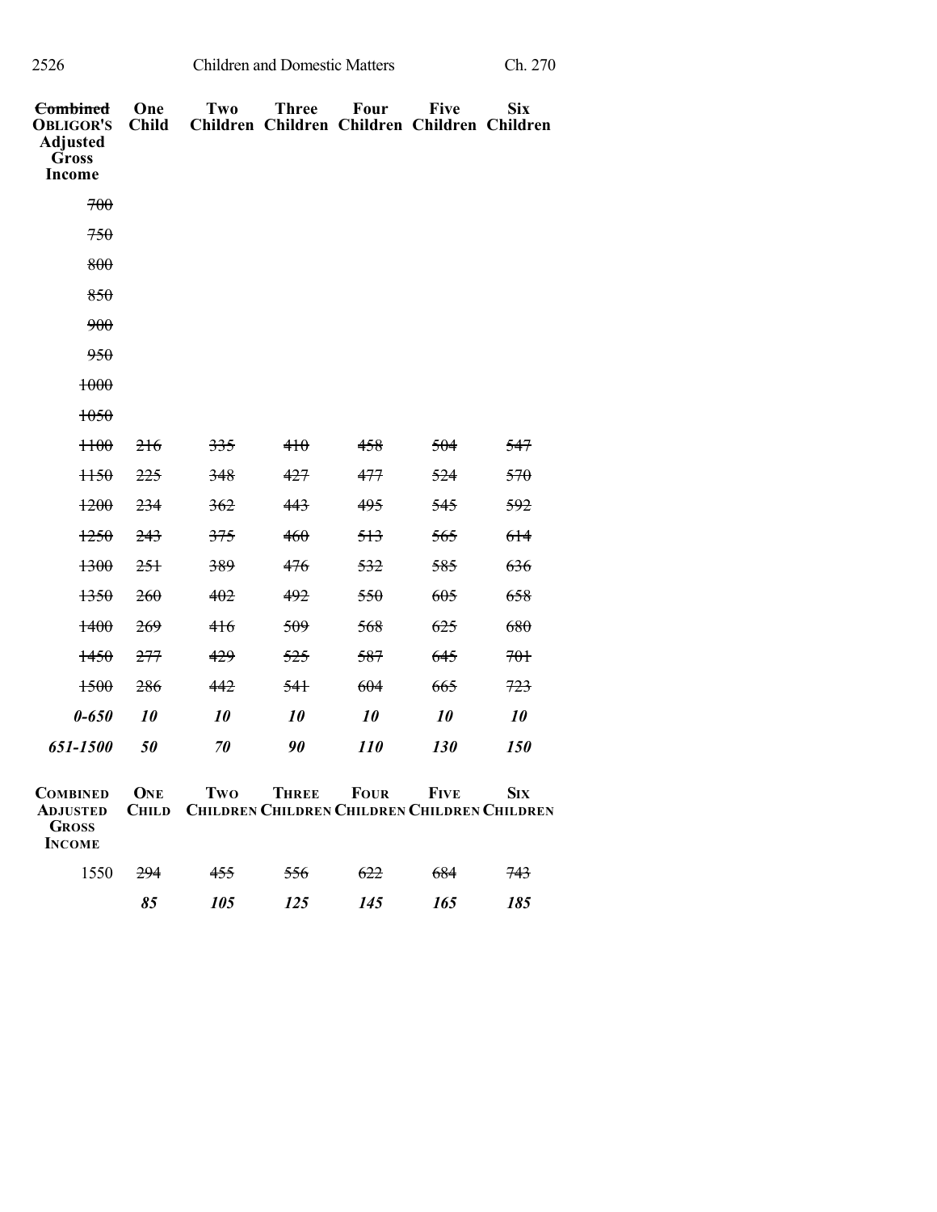| ~~Combined~~ **OBLIGOR'S** Adjusted Gross Income | One Child | Two Children | Three Children | Four Children | Five Children | Six Children |
|---|---|---|---|---|---|---|
| ~~700~~ | | | | | | |
| ~~750~~ | | | | | | |
| ~~800~~ | | | | | | |
| ~~850~~ | | | | | | |
| ~~900~~ | | | | | | |
| ~~950~~ | | | | | | |
| ~~1000~~ | | | | | | |
| ~~1050~~ | | | | | | |
| ~~1100~~ | ~~216~~ | ~~335~~ | ~~410~~ | ~~458~~ | ~~504~~ | ~~547~~ |
| ~~1150~~ | ~~225~~ | ~~348~~ | ~~427~~ | ~~477~~ | ~~524~~ | ~~570~~ |
| ~~1200~~ | ~~234~~ | ~~362~~ | ~~443~~ | ~~495~~ | ~~545~~ | ~~592~~ |
| ~~1250~~ | ~~243~~ | ~~375~~ | ~~460~~ | ~~513~~ | ~~565~~ | ~~614~~ |
| ~~1300~~ | ~~251~~ | ~~389~~ | ~~476~~ | ~~532~~ | ~~585~~ | ~~636~~ |
| ~~1350~~ | ~~260~~ | ~~402~~ | ~~492~~ | ~~550~~ | ~~605~~ | ~~658~~ |
| ~~1400~~ | ~~269~~ | ~~416~~ | ~~509~~ | ~~568~~ | ~~625~~ | ~~680~~ |
| ~~1450~~ | ~~277~~ | ~~429~~ | ~~525~~ | ~~587~~ | ~~645~~ | ~~701~~ |
| ~~1500~~ | ~~286~~ | ~~442~~ | ~~541~~ | ~~604~~ | ~~665~~ | ~~723~~ |
| ***0-650*** | ***10*** | ***10*** | ***10*** | ***10*** | ***10*** | ***10*** |
| ***651-1500*** | ***50*** | ***70*** | ***90*** | ***110*** | ***130*** | ***150*** |

| COMBINED ADJUSTED GROSS INCOME | ONE CHILD | TWO CHILDREN | THREE CHILDREN | FOUR CHILDREN | FIVE CHILDREN | SIX CHILDREN |
|---|---|---|---|---|---|---|
| 1550 | ~~294~~ | ~~455~~ | ~~556~~ | ~~622~~ | ~~684~~ | ~~743~~ |
| | ***85*** | ***105*** | ***125*** | ***145*** | ***165*** | ***185*** |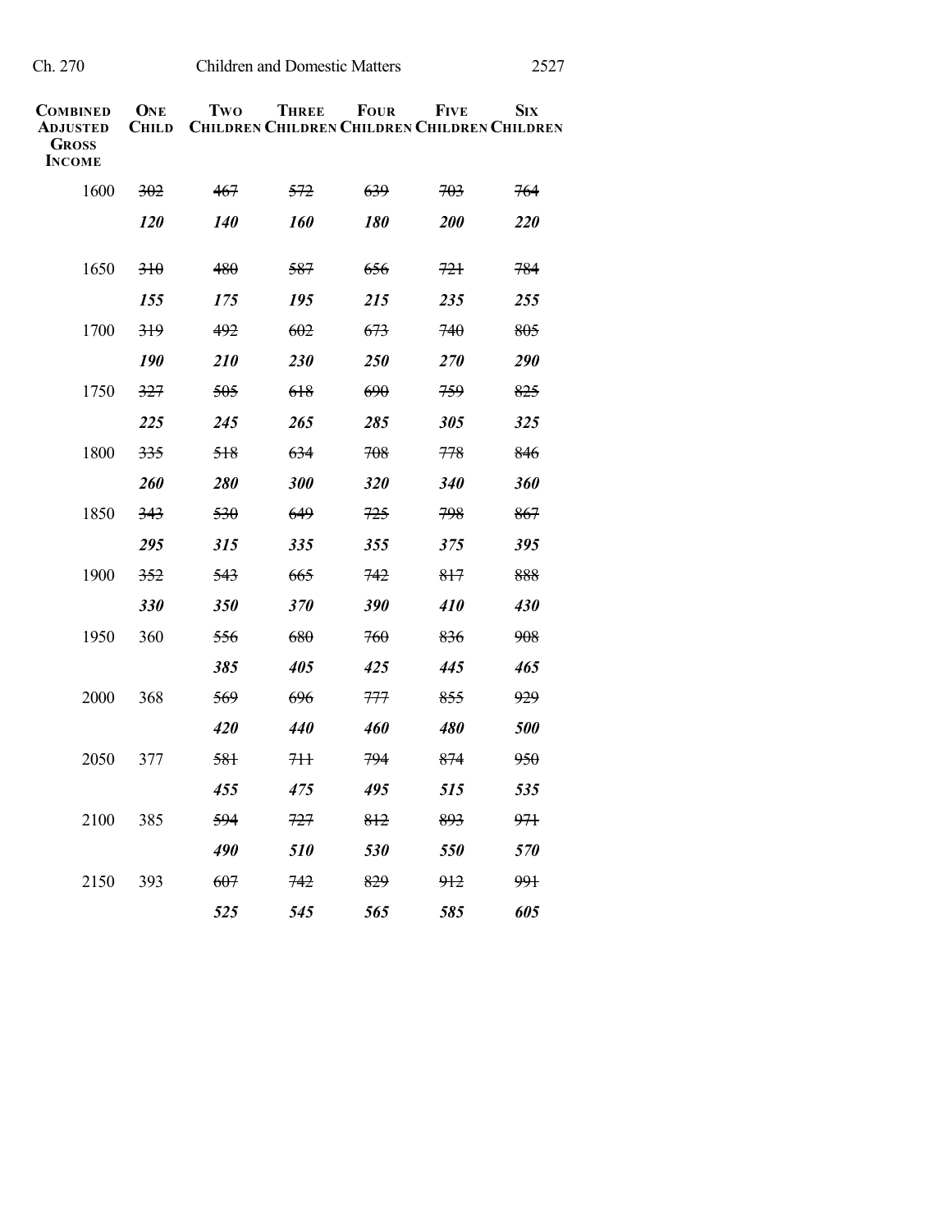| COMBINED ADJUSTED GROSS INCOME | ONE CHILD | TWO CHILDREN | THREE CHILDREN | FOUR CHILDREN | FIVE CHILDREN | SIX CHILDREN |
|---|---|---|---|---|---|---|
| 1600 | ~~302~~ | ~~467~~ | ~~572~~ | ~~639~~ | ~~703~~ | ~~764~~ |
| | ***120*** | ***140*** | ***160*** | ***180*** | ***200*** | ***220*** |
| 1650 | ~~310~~ | ~~480~~ | ~~587~~ | ~~656~~ | ~~721~~ | ~~784~~ |
| | ***155*** | ***175*** | ***195*** | ***215*** | ***235*** | ***255*** |
| 1700 | ~~319~~ | ~~492~~ | ~~602~~ | ~~673~~ | ~~740~~ | ~~805~~ |
| | ***190*** | ***210*** | ***230*** | ***250*** | ***270*** | ***290*** |
| 1750 | ~~327~~ | ~~505~~ | ~~618~~ | ~~690~~ | ~~759~~ | ~~825~~ |
| | ***225*** | ***245*** | ***265*** | ***285*** | ***305*** | ***325*** |
| 1800 | ~~335~~ | ~~518~~ | ~~634~~ | ~~708~~ | ~~778~~ | ~~846~~ |
| | ***260*** | ***280*** | ***300*** | ***320*** | ***340*** | ***360*** |
| 1850 | ~~343~~ | ~~530~~ | ~~649~~ | ~~725~~ | ~~798~~ | ~~867~~ |
| | ***295*** | ***315*** | ***335*** | ***355*** | ***375*** | ***395*** |
| 1900 | ~~352~~ | ~~543~~ | ~~665~~ | ~~742~~ | ~~817~~ | ~~888~~ |
| | ***330*** | ***350*** | ***370*** | ***390*** | ***410*** | ***430*** |
| 1950 | 360 | ~~556~~ | ~~680~~ | ~~760~~ | ~~836~~ | ~~908~~ |
| | | ***385*** | ***405*** | ***425*** | ***445*** | ***465*** |
| 2000 | 368 | ~~569~~ | ~~696~~ | ~~777~~ | ~~855~~ | ~~929~~ |
| | | ***420*** | ***440*** | ***460*** | ***480*** | ***500*** |
| 2050 | 377 | ~~581~~ | ~~711~~ | ~~794~~ | ~~874~~ | ~~950~~ |
| | | ***455*** | ***475*** | ***495*** | ***515*** | ***535*** |
| 2100 | 385 | ~~594~~ | ~~727~~ | ~~812~~ | ~~893~~ | ~~971~~ |
| | | ***490*** | ***510*** | ***530*** | ***550*** | ***570*** |
| 2150 | 393 | ~~607~~ | ~~742~~ | ~~829~~ | ~~912~~ | ~~991~~ |
| | | ***525*** | ***545*** | ***565*** | ***585*** | ***605*** |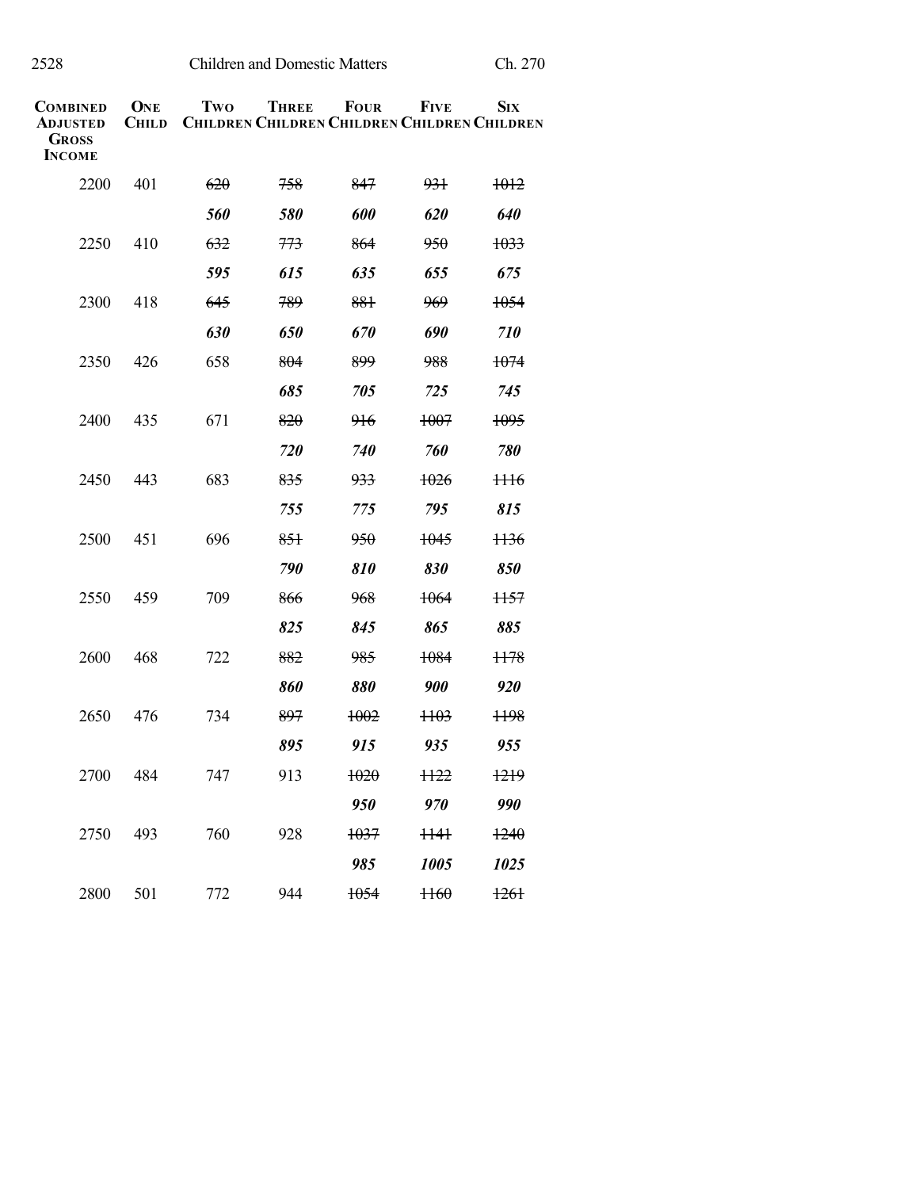| Combined Adjusted Gross Income | One Child | Two Children | Three Children | Four Children | Five Children | Six Children |
|---|---|---|---|---|---|---|
| 2200 | 401 | ~~620~~ | ~~758~~ | ~~847~~ | ~~931~~ | ~~1012~~ |
| | | ***560*** | ***580*** | ***600*** | ***620*** | ***640*** |
| 2250 | 410 | ~~632~~ | ~~773~~ | ~~864~~ | ~~950~~ | ~~1033~~ |
| | | ***595*** | ***615*** | ***635*** | ***655*** | ***675*** |
| 2300 | 418 | ~~645~~ | ~~789~~ | ~~881~~ | ~~969~~ | ~~1054~~ |
| | | ***630*** | ***650*** | ***670*** | ***690*** | ***710*** |
| 2350 | 426 | 658 | ~~804~~ | ~~899~~ | ~~988~~ | ~~1074~~ |
| | | | ***685*** | ***705*** | ***725*** | ***745*** |
| 2400 | 435 | 671 | ~~820~~ | ~~916~~ | ~~1007~~ | ~~1095~~ |
| | | | ***720*** | ***740*** | ***760*** | ***780*** |
| 2450 | 443 | 683 | ~~835~~ | ~~933~~ | ~~1026~~ | ~~1116~~ |
| | | | ***755*** | ***775*** | ***795*** | ***815*** |
| 2500 | 451 | 696 | ~~851~~ | ~~950~~ | ~~1045~~ | ~~1136~~ |
| | | | ***790*** | ***810*** | ***830*** | ***850*** |
| 2550 | 459 | 709 | ~~866~~ | ~~968~~ | ~~1064~~ | ~~1157~~ |
| | | | ***825*** | ***845*** | ***865*** | ***885*** |
| 2600 | 468 | 722 | ~~882~~ | ~~985~~ | ~~1084~~ | ~~1178~~ |
| | | | ***860*** | ***880*** | ***900*** | ***920*** |
| 2650 | 476 | 734 | ~~897~~ | ~~1002~~ | ~~1103~~ | ~~1198~~ |
| | | | ***895*** | ***915*** | ***935*** | ***955*** |
| 2700 | 484 | 747 | 913 | ~~1020~~ | ~~1122~~ | ~~1219~~ |
| | | | | ***950*** | ***970*** | ***990*** |
| 2750 | 493 | 760 | 928 | ~~1037~~ | ~~1141~~ | ~~1240~~ |
| | | | | ***985*** | ***1005*** | ***1025*** |
| 2800 | 501 | 772 | 944 | ~~1054~~ | ~~1160~~ | ~~1261~~ |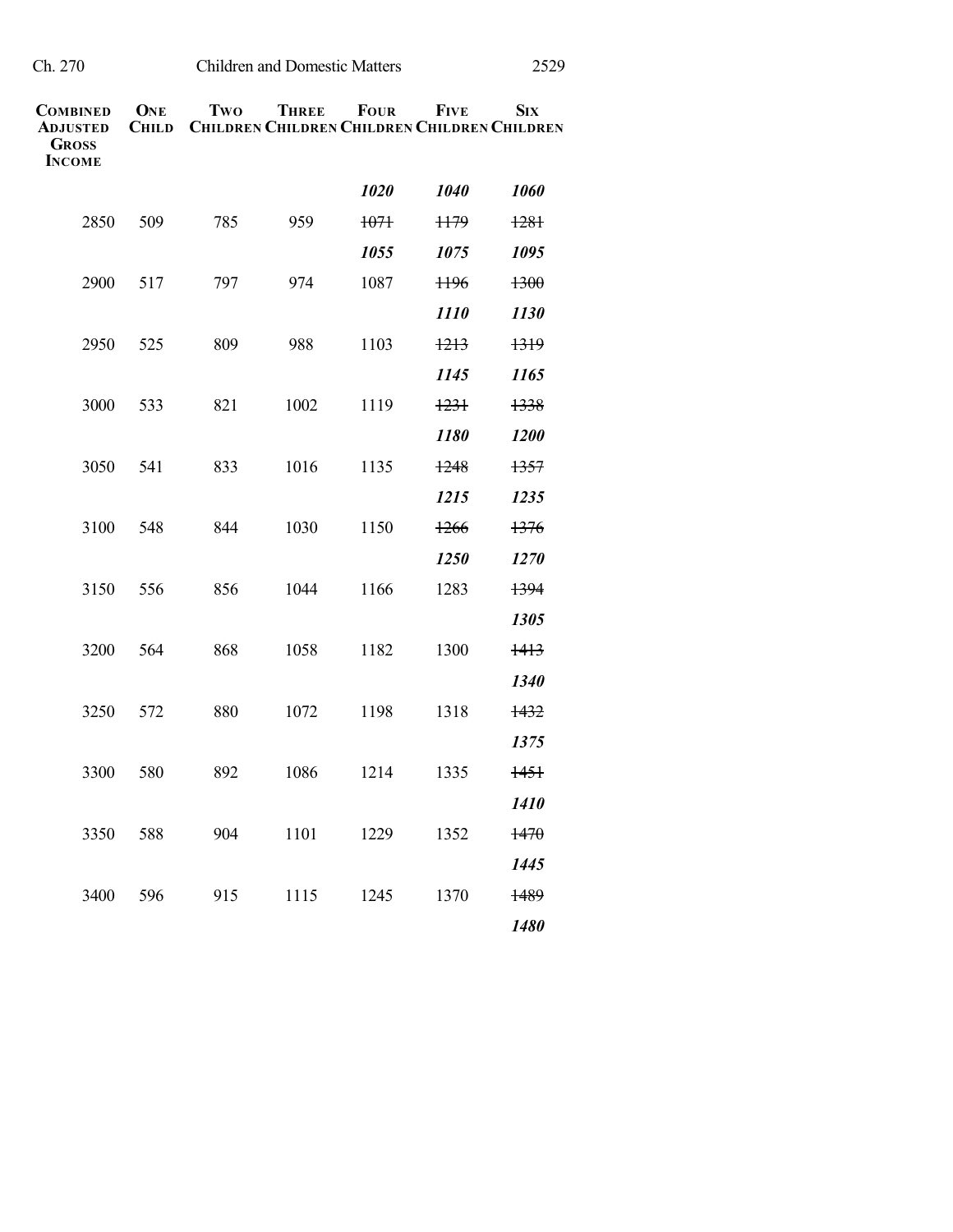| COMBINED ADJUSTED GROSS INCOME | ONE CHILD | TWO CHILDREN | THREE CHILDREN | FOUR CHILDREN | FIVE CHILDREN | SIX CHILDREN |
|---|---|---|---|---|---|---|
| | | | | ***1020*** | ***1040*** | ***1060*** |
| 2850 | 509 | 785 | 959 | ~~1071~~ | ~~1179~~ | ~~1281~~ |
| | | | | ***1055*** | ***1075*** | ***1095*** |
| 2900 | 517 | 797 | 974 | 1087 | ~~1196~~ | ~~1300~~ |
| | | | | | ***1110*** | ***1130*** |
| 2950 | 525 | 809 | 988 | 1103 | ~~1213~~ | ~~1319~~ |
| | | | | | ***1145*** | ***1165*** |
| 3000 | 533 | 821 | 1002 | 1119 | ~~1231~~ | ~~1338~~ |
| | | | | | ***1180*** | ***1200*** |
| 3050 | 541 | 833 | 1016 | 1135 | ~~1248~~ | ~~1357~~ |
| | | | | | ***1215*** | ***1235*** |
| 3100 | 548 | 844 | 1030 | 1150 | ~~1266~~ | ~~1376~~ |
| | | | | | ***1250*** | ***1270*** |
| 3150 | 556 | 856 | 1044 | 1166 | 1283 | ~~1394~~ |
| | | | | | | ***1305*** |
| 3200 | 564 | 868 | 1058 | 1182 | 1300 | ~~1413~~ |
| | | | | | | ***1340*** |
| 3250 | 572 | 880 | 1072 | 1198 | 1318 | ~~1432~~ |
| | | | | | | ***1375*** |
| 3300 | 580 | 892 | 1086 | 1214 | 1335 | ~~1451~~ |
| | | | | | | ***1410*** |
| 3350 | 588 | 904 | 1101 | 1229 | 1352 | ~~1470~~ |
| | | | | | | ***1445*** |
| 3400 | 596 | 915 | 1115 | 1245 | 1370 | ~~1489~~ |
| | | | | | | ***1480*** |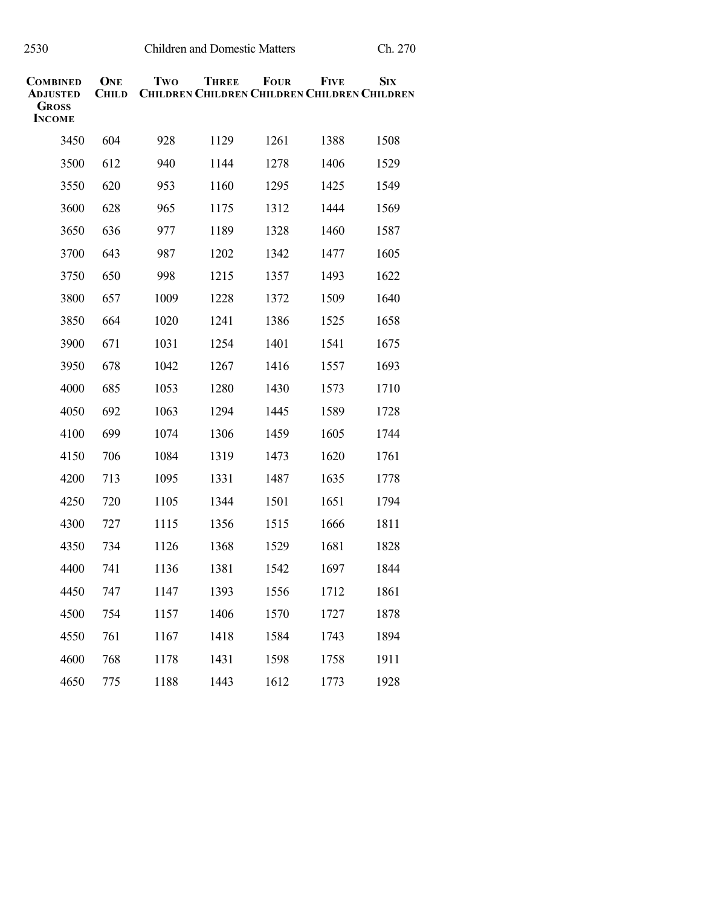| Combined Adjusted Gross Income | One Child | Two Children | Three Children | Four Children | Five Children | Six Children |
|---|---|---|---|---|---|---|
| 3450 | 604 | 928 | 1129 | 1261 | 1388 | 1508 |
| 3500 | 612 | 940 | 1144 | 1278 | 1406 | 1529 |
| 3550 | 620 | 953 | 1160 | 1295 | 1425 | 1549 |
| 3600 | 628 | 965 | 1175 | 1312 | 1444 | 1569 |
| 3650 | 636 | 977 | 1189 | 1328 | 1460 | 1587 |
| 3700 | 643 | 987 | 1202 | 1342 | 1477 | 1605 |
| 3750 | 650 | 998 | 1215 | 1357 | 1493 | 1622 |
| 3800 | 657 | 1009 | 1228 | 1372 | 1509 | 1640 |
| 3850 | 664 | 1020 | 1241 | 1386 | 1525 | 1658 |
| 3900 | 671 | 1031 | 1254 | 1401 | 1541 | 1675 |
| 3950 | 678 | 1042 | 1267 | 1416 | 1557 | 1693 |
| 4000 | 685 | 1053 | 1280 | 1430 | 1573 | 1710 |
| 4050 | 692 | 1063 | 1294 | 1445 | 1589 | 1728 |
| 4100 | 699 | 1074 | 1306 | 1459 | 1605 | 1744 |
| 4150 | 706 | 1084 | 1319 | 1473 | 1620 | 1761 |
| 4200 | 713 | 1095 | 1331 | 1487 | 1635 | 1778 |
| 4250 | 720 | 1105 | 1344 | 1501 | 1651 | 1794 |
| 4300 | 727 | 1115 | 1356 | 1515 | 1666 | 1811 |
| 4350 | 734 | 1126 | 1368 | 1529 | 1681 | 1828 |
| 4400 | 741 | 1136 | 1381 | 1542 | 1697 | 1844 |
| 4450 | 747 | 1147 | 1393 | 1556 | 1712 | 1861 |
| 4500 | 754 | 1157 | 1406 | 1570 | 1727 | 1878 |
| 4550 | 761 | 1167 | 1418 | 1584 | 1743 | 1894 |
| 4600 | 768 | 1178 | 1431 | 1598 | 1758 | 1911 |
| 4650 | 775 | 1188 | 1443 | 1612 | 1773 | 1928 |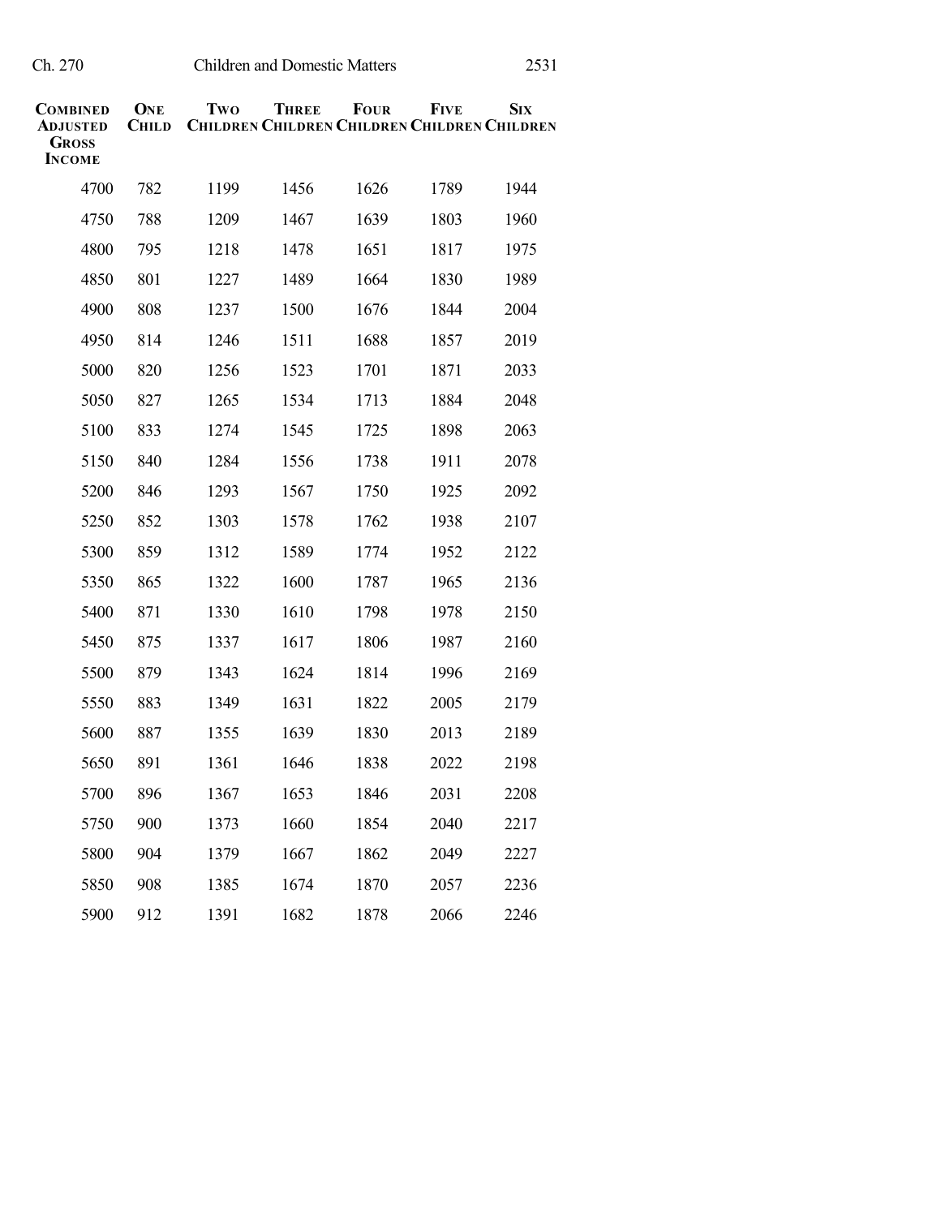| Combined Adjusted Gross Income | One Child | Two Children | Three Children | Four Children | Five Children | Six Children |
|---|---|---|---|---|---|---|
| 4700 | 782 | 1199 | 1456 | 1626 | 1789 | 1944 |
| 4750 | 788 | 1209 | 1467 | 1639 | 1803 | 1960 |
| 4800 | 795 | 1218 | 1478 | 1651 | 1817 | 1975 |
| 4850 | 801 | 1227 | 1489 | 1664 | 1830 | 1989 |
| 4900 | 808 | 1237 | 1500 | 1676 | 1844 | 2004 |
| 4950 | 814 | 1246 | 1511 | 1688 | 1857 | 2019 |
| 5000 | 820 | 1256 | 1523 | 1701 | 1871 | 2033 |
| 5050 | 827 | 1265 | 1534 | 1713 | 1884 | 2048 |
| 5100 | 833 | 1274 | 1545 | 1725 | 1898 | 2063 |
| 5150 | 840 | 1284 | 1556 | 1738 | 1911 | 2078 |
| 5200 | 846 | 1293 | 1567 | 1750 | 1925 | 2092 |
| 5250 | 852 | 1303 | 1578 | 1762 | 1938 | 2107 |
| 5300 | 859 | 1312 | 1589 | 1774 | 1952 | 2122 |
| 5350 | 865 | 1322 | 1600 | 1787 | 1965 | 2136 |
| 5400 | 871 | 1330 | 1610 | 1798 | 1978 | 2150 |
| 5450 | 875 | 1337 | 1617 | 1806 | 1987 | 2160 |
| 5500 | 879 | 1343 | 1624 | 1814 | 1996 | 2169 |
| 5550 | 883 | 1349 | 1631 | 1822 | 2005 | 2179 |
| 5600 | 887 | 1355 | 1639 | 1830 | 2013 | 2189 |
| 5650 | 891 | 1361 | 1646 | 1838 | 2022 | 2198 |
| 5700 | 896 | 1367 | 1653 | 1846 | 2031 | 2208 |
| 5750 | 900 | 1373 | 1660 | 1854 | 2040 | 2217 |
| 5800 | 904 | 1379 | 1667 | 1862 | 2049 | 2227 |
| 5850 | 908 | 1385 | 1674 | 1870 | 2057 | 2236 |
| 5900 | 912 | 1391 | 1682 | 1878 | 2066 | 2246 |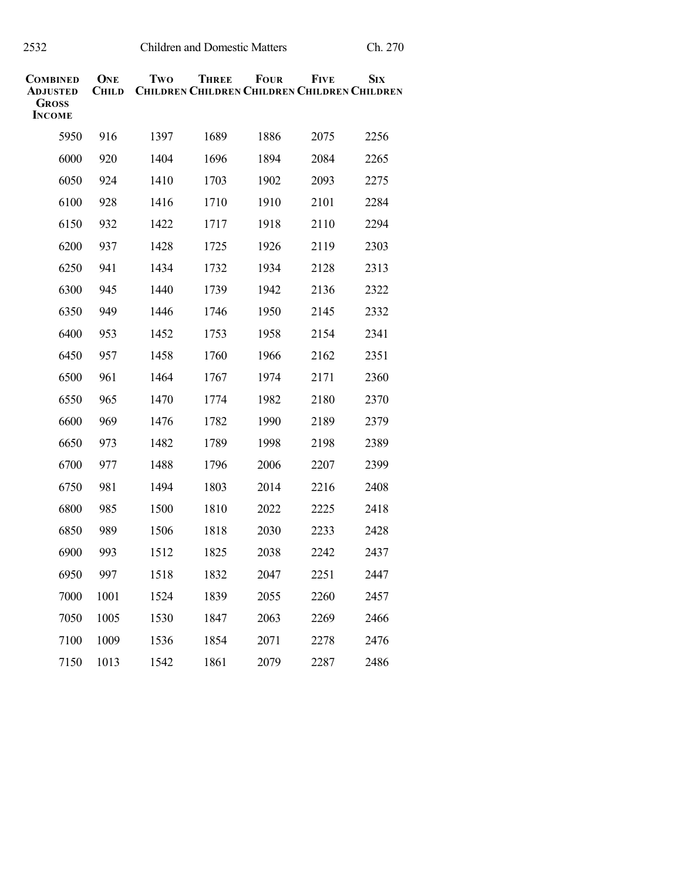| COMBINED ADJUSTED GROSS INCOME | ONE CHILD | TWO CHILDREN | THREE CHILDREN | FOUR CHILDREN | FIVE CHILDREN | SIX CHILDREN |
|---|---|---|---|---|---|---|
| 5950 | 916 | 1397 | 1689 | 1886 | 2075 | 2256 |
| 6000 | 920 | 1404 | 1696 | 1894 | 2084 | 2265 |
| 6050 | 924 | 1410 | 1703 | 1902 | 2093 | 2275 |
| 6100 | 928 | 1416 | 1710 | 1910 | 2101 | 2284 |
| 6150 | 932 | 1422 | 1717 | 1918 | 2110 | 2294 |
| 6200 | 937 | 1428 | 1725 | 1926 | 2119 | 2303 |
| 6250 | 941 | 1434 | 1732 | 1934 | 2128 | 2313 |
| 6300 | 945 | 1440 | 1739 | 1942 | 2136 | 2322 |
| 6350 | 949 | 1446 | 1746 | 1950 | 2145 | 2332 |
| 6400 | 953 | 1452 | 1753 | 1958 | 2154 | 2341 |
| 6450 | 957 | 1458 | 1760 | 1966 | 2162 | 2351 |
| 6500 | 961 | 1464 | 1767 | 1974 | 2171 | 2360 |
| 6550 | 965 | 1470 | 1774 | 1982 | 2180 | 2370 |
| 6600 | 969 | 1476 | 1782 | 1990 | 2189 | 2379 |
| 6650 | 973 | 1482 | 1789 | 1998 | 2198 | 2389 |
| 6700 | 977 | 1488 | 1796 | 2006 | 2207 | 2399 |
| 6750 | 981 | 1494 | 1803 | 2014 | 2216 | 2408 |
| 6800 | 985 | 1500 | 1810 | 2022 | 2225 | 2418 |
| 6850 | 989 | 1506 | 1818 | 2030 | 2233 | 2428 |
| 6900 | 993 | 1512 | 1825 | 2038 | 2242 | 2437 |
| 6950 | 997 | 1518 | 1832 | 2047 | 2251 | 2447 |
| 7000 | 1001 | 1524 | 1839 | 2055 | 2260 | 2457 |
| 7050 | 1005 | 1530 | 1847 | 2063 | 2269 | 2466 |
| 7100 | 1009 | 1536 | 1854 | 2071 | 2278 | 2476 |
| 7150 | 1013 | 1542 | 1861 | 2079 | 2287 | 2486 |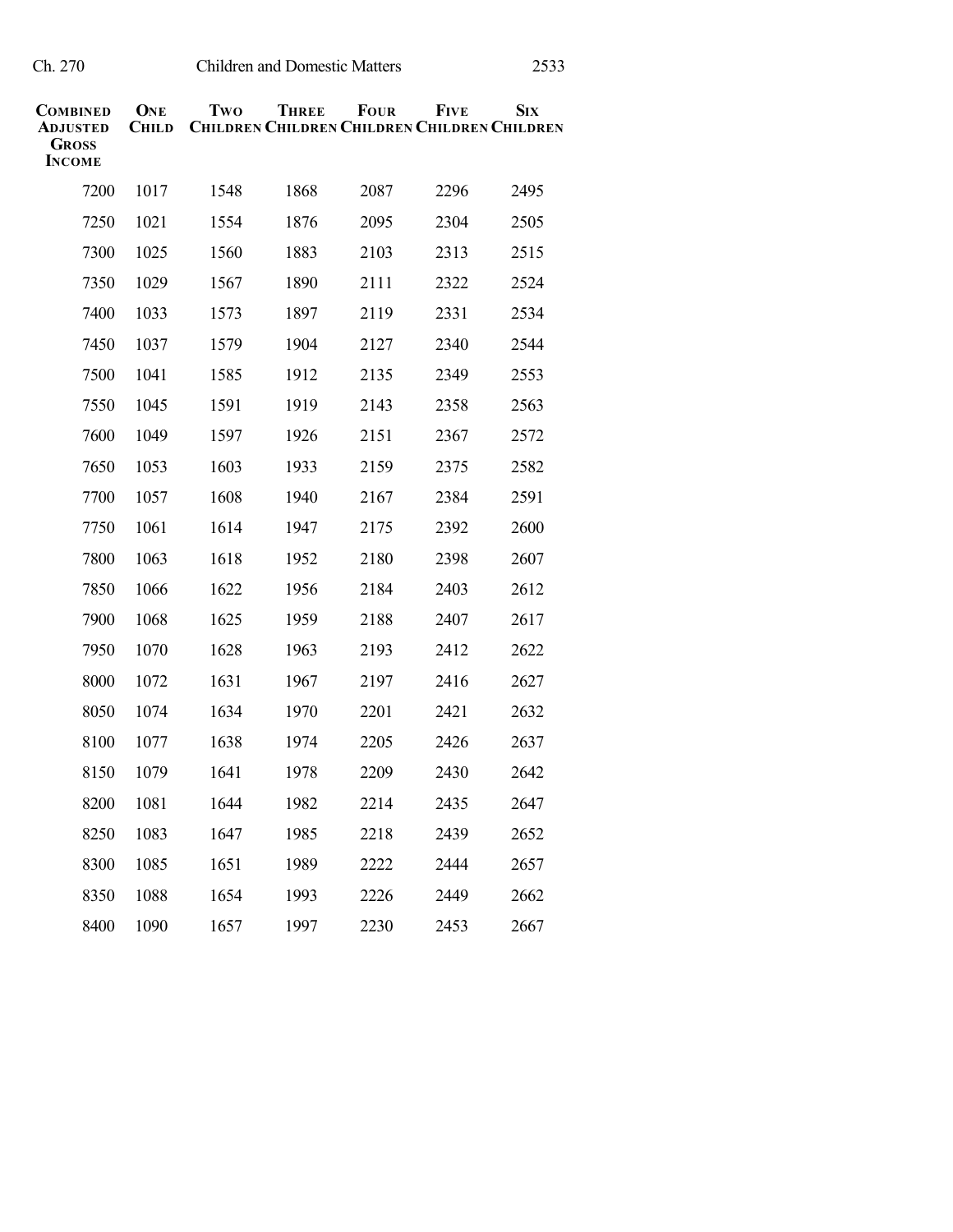| COMBINED ADJUSTED GROSS INCOME | ONE CHILD | TWO CHILDREN | THREE CHILDREN | FOUR CHILDREN | FIVE CHILDREN | SIX CHILDREN |
|---|---|---|---|---|---|---|
| 7200 | 1017 | 1548 | 1868 | 2087 | 2296 | 2495 |
| 7250 | 1021 | 1554 | 1876 | 2095 | 2304 | 2505 |
| 7300 | 1025 | 1560 | 1883 | 2103 | 2313 | 2515 |
| 7350 | 1029 | 1567 | 1890 | 2111 | 2322 | 2524 |
| 7400 | 1033 | 1573 | 1897 | 2119 | 2331 | 2534 |
| 7450 | 1037 | 1579 | 1904 | 2127 | 2340 | 2544 |
| 7500 | 1041 | 1585 | 1912 | 2135 | 2349 | 2553 |
| 7550 | 1045 | 1591 | 1919 | 2143 | 2358 | 2563 |
| 7600 | 1049 | 1597 | 1926 | 2151 | 2367 | 2572 |
| 7650 | 1053 | 1603 | 1933 | 2159 | 2375 | 2582 |
| 7700 | 1057 | 1608 | 1940 | 2167 | 2384 | 2591 |
| 7750 | 1061 | 1614 | 1947 | 2175 | 2392 | 2600 |
| 7800 | 1063 | 1618 | 1952 | 2180 | 2398 | 2607 |
| 7850 | 1066 | 1622 | 1956 | 2184 | 2403 | 2612 |
| 7900 | 1068 | 1625 | 1959 | 2188 | 2407 | 2617 |
| 7950 | 1070 | 1628 | 1963 | 2193 | 2412 | 2622 |
| 8000 | 1072 | 1631 | 1967 | 2197 | 2416 | 2627 |
| 8050 | 1074 | 1634 | 1970 | 2201 | 2421 | 2632 |
| 8100 | 1077 | 1638 | 1974 | 2205 | 2426 | 2637 |
| 8150 | 1079 | 1641 | 1978 | 2209 | 2430 | 2642 |
| 8200 | 1081 | 1644 | 1982 | 2214 | 2435 | 2647 |
| 8250 | 1083 | 1647 | 1985 | 2218 | 2439 | 2652 |
| 8300 | 1085 | 1651 | 1989 | 2222 | 2444 | 2657 |
| 8350 | 1088 | 1654 | 1993 | 2226 | 2449 | 2662 |
| 8400 | 1090 | 1657 | 1997 | 2230 | 2453 | 2667 |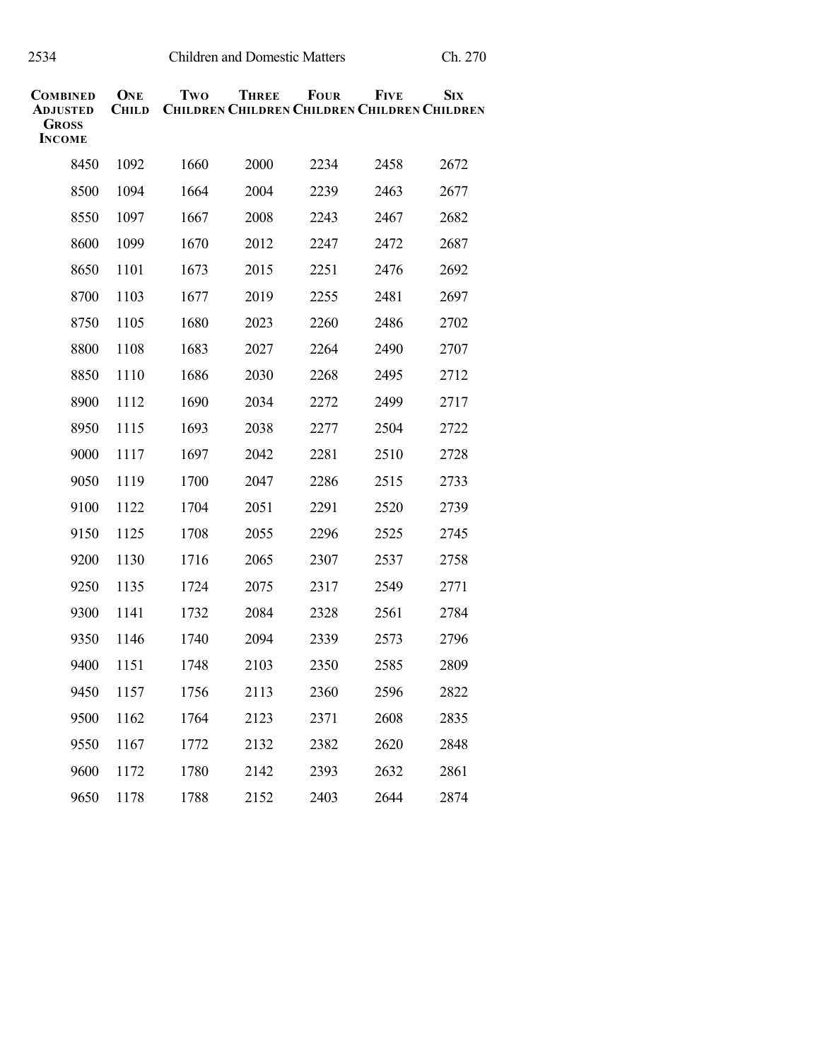| Combined Adjusted Gross Income | One Child | Two Children | Three Children | Four Children | Five Children | Six Children |
|---|---|---|---|---|---|---|
| 8450 | 1092 | 1660 | 2000 | 2234 | 2458 | 2672 |
| 8500 | 1094 | 1664 | 2004 | 2239 | 2463 | 2677 |
| 8550 | 1097 | 1667 | 2008 | 2243 | 2467 | 2682 |
| 8600 | 1099 | 1670 | 2012 | 2247 | 2472 | 2687 |
| 8650 | 1101 | 1673 | 2015 | 2251 | 2476 | 2692 |
| 8700 | 1103 | 1677 | 2019 | 2255 | 2481 | 2697 |
| 8750 | 1105 | 1680 | 2023 | 2260 | 2486 | 2702 |
| 8800 | 1108 | 1683 | 2027 | 2264 | 2490 | 2707 |
| 8850 | 1110 | 1686 | 2030 | 2268 | 2495 | 2712 |
| 8900 | 1112 | 1690 | 2034 | 2272 | 2499 | 2717 |
| 8950 | 1115 | 1693 | 2038 | 2277 | 2504 | 2722 |
| 9000 | 1117 | 1697 | 2042 | 2281 | 2510 | 2728 |
| 9050 | 1119 | 1700 | 2047 | 2286 | 2515 | 2733 |
| 9100 | 1122 | 1704 | 2051 | 2291 | 2520 | 2739 |
| 9150 | 1125 | 1708 | 2055 | 2296 | 2525 | 2745 |
| 9200 | 1130 | 1716 | 2065 | 2307 | 2537 | 2758 |
| 9250 | 1135 | 1724 | 2075 | 2317 | 2549 | 2771 |
| 9300 | 1141 | 1732 | 2084 | 2328 | 2561 | 2784 |
| 9350 | 1146 | 1740 | 2094 | 2339 | 2573 | 2796 |
| 9400 | 1151 | 1748 | 2103 | 2350 | 2585 | 2809 |
| 9450 | 1157 | 1756 | 2113 | 2360 | 2596 | 2822 |
| 9500 | 1162 | 1764 | 2123 | 2371 | 2608 | 2835 |
| 9550 | 1167 | 1772 | 2132 | 2382 | 2620 | 2848 |
| 9600 | 1172 | 1780 | 2142 | 2393 | 2632 | 2861 |
| 9650 | 1178 | 1788 | 2152 | 2403 | 2644 | 2874 |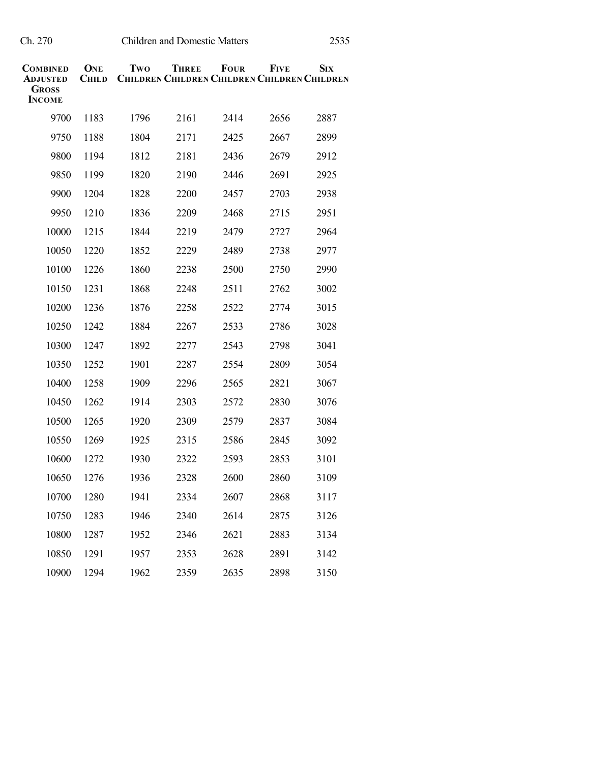| Combined Adjusted Gross Income | One Child | Two Children | Three Children | Four Children | Five Children | Six Children |
|---|---|---|---|---|---|---|
| 9700 | 1183 | 1796 | 2161 | 2414 | 2656 | 2887 |
| 9750 | 1188 | 1804 | 2171 | 2425 | 2667 | 2899 |
| 9800 | 1194 | 1812 | 2181 | 2436 | 2679 | 2912 |
| 9850 | 1199 | 1820 | 2190 | 2446 | 2691 | 2925 |
| 9900 | 1204 | 1828 | 2200 | 2457 | 2703 | 2938 |
| 9950 | 1210 | 1836 | 2209 | 2468 | 2715 | 2951 |
| 10000 | 1215 | 1844 | 2219 | 2479 | 2727 | 2964 |
| 10050 | 1220 | 1852 | 2229 | 2489 | 2738 | 2977 |
| 10100 | 1226 | 1860 | 2238 | 2500 | 2750 | 2990 |
| 10150 | 1231 | 1868 | 2248 | 2511 | 2762 | 3002 |
| 10200 | 1236 | 1876 | 2258 | 2522 | 2774 | 3015 |
| 10250 | 1242 | 1884 | 2267 | 2533 | 2786 | 3028 |
| 10300 | 1247 | 1892 | 2277 | 2543 | 2798 | 3041 |
| 10350 | 1252 | 1901 | 2287 | 2554 | 2809 | 3054 |
| 10400 | 1258 | 1909 | 2296 | 2565 | 2821 | 3067 |
| 10450 | 1262 | 1914 | 2303 | 2572 | 2830 | 3076 |
| 10500 | 1265 | 1920 | 2309 | 2579 | 2837 | 3084 |
| 10550 | 1269 | 1925 | 2315 | 2586 | 2845 | 3092 |
| 10600 | 1272 | 1930 | 2322 | 2593 | 2853 | 3101 |
| 10650 | 1276 | 1936 | 2328 | 2600 | 2860 | 3109 |
| 10700 | 1280 | 1941 | 2334 | 2607 | 2868 | 3117 |
| 10750 | 1283 | 1946 | 2340 | 2614 | 2875 | 3126 |
| 10800 | 1287 | 1952 | 2346 | 2621 | 2883 | 3134 |
| 10850 | 1291 | 1957 | 2353 | 2628 | 2891 | 3142 |
| 10900 | 1294 | 1962 | 2359 | 2635 | 2898 | 3150 |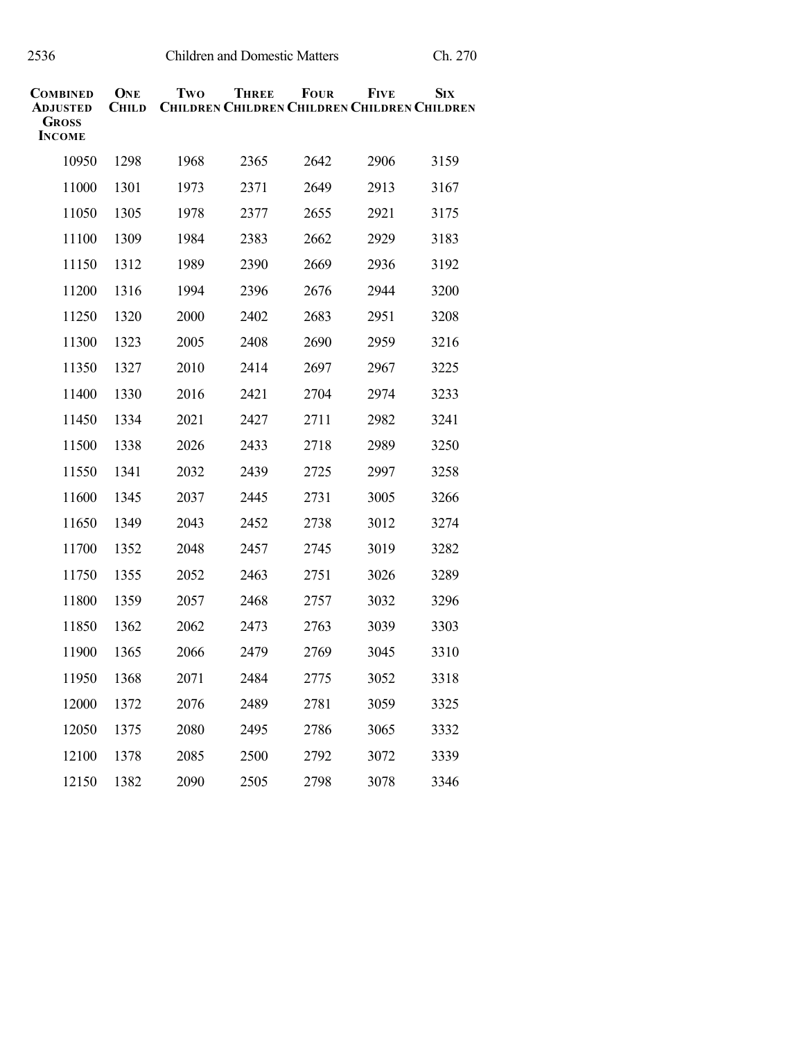| Combined Adjusted Gross Income | One Child | Two Children | Three Children | Four Children | Five Children | Six Children |
|---|---|---|---|---|---|---|
| 10950 | 1298 | 1968 | 2365 | 2642 | 2906 | 3159 |
| 11000 | 1301 | 1973 | 2371 | 2649 | 2913 | 3167 |
| 11050 | 1305 | 1978 | 2377 | 2655 | 2921 | 3175 |
| 11100 | 1309 | 1984 | 2383 | 2662 | 2929 | 3183 |
| 11150 | 1312 | 1989 | 2390 | 2669 | 2936 | 3192 |
| 11200 | 1316 | 1994 | 2396 | 2676 | 2944 | 3200 |
| 11250 | 1320 | 2000 | 2402 | 2683 | 2951 | 3208 |
| 11300 | 1323 | 2005 | 2408 | 2690 | 2959 | 3216 |
| 11350 | 1327 | 2010 | 2414 | 2697 | 2967 | 3225 |
| 11400 | 1330 | 2016 | 2421 | 2704 | 2974 | 3233 |
| 11450 | 1334 | 2021 | 2427 | 2711 | 2982 | 3241 |
| 11500 | 1338 | 2026 | 2433 | 2718 | 2989 | 3250 |
| 11550 | 1341 | 2032 | 2439 | 2725 | 2997 | 3258 |
| 11600 | 1345 | 2037 | 2445 | 2731 | 3005 | 3266 |
| 11650 | 1349 | 2043 | 2452 | 2738 | 3012 | 3274 |
| 11700 | 1352 | 2048 | 2457 | 2745 | 3019 | 3282 |
| 11750 | 1355 | 2052 | 2463 | 2751 | 3026 | 3289 |
| 11800 | 1359 | 2057 | 2468 | 2757 | 3032 | 3296 |
| 11850 | 1362 | 2062 | 2473 | 2763 | 3039 | 3303 |
| 11900 | 1365 | 2066 | 2479 | 2769 | 3045 | 3310 |
| 11950 | 1368 | 2071 | 2484 | 2775 | 3052 | 3318 |
| 12000 | 1372 | 2076 | 2489 | 2781 | 3059 | 3325 |
| 12050 | 1375 | 2080 | 2495 | 2786 | 3065 | 3332 |
| 12100 | 1378 | 2085 | 2500 | 2792 | 3072 | 3339 |
| 12150 | 1382 | 2090 | 2505 | 2798 | 3078 | 3346 |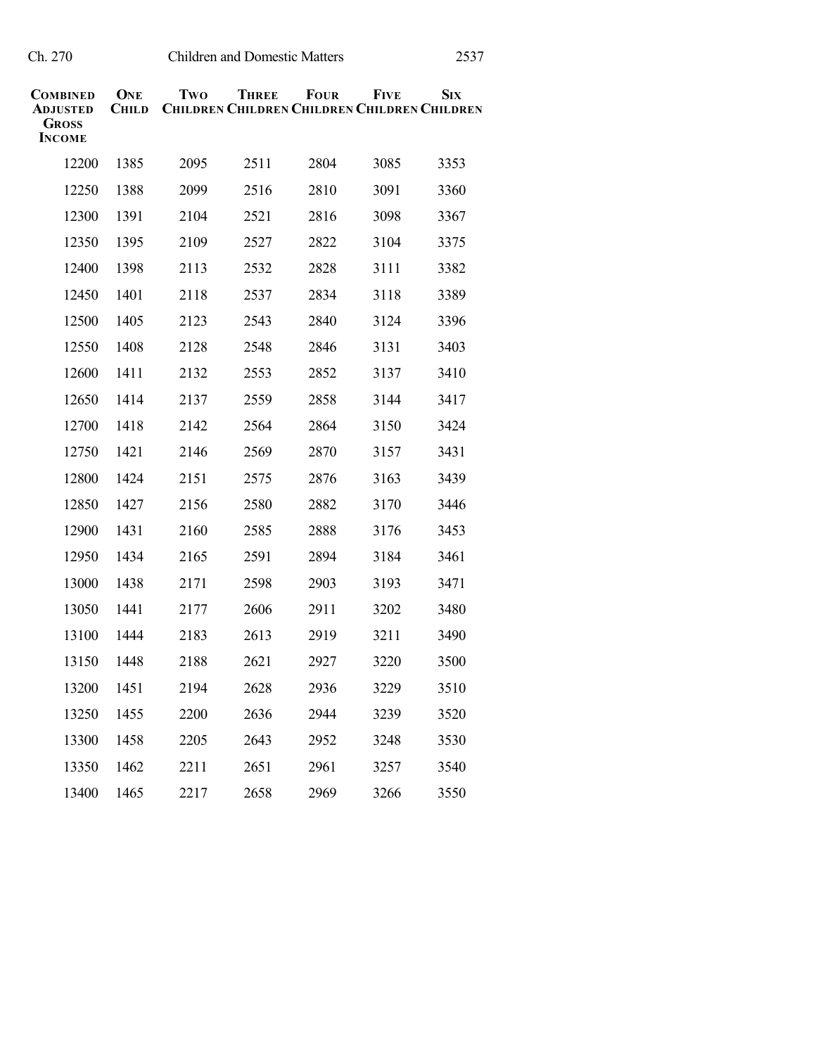| COMBINED ADJUSTED GROSS INCOME | ONE CHILD | TWO CHILDREN | THREE CHILDREN | FOUR CHILDREN | FIVE CHILDREN | SIX CHILDREN |
|---|---|---|---|---|---|---|
| 12200 | 1385 | 2095 | 2511 | 2804 | 3085 | 3353 |
| 12250 | 1388 | 2099 | 2516 | 2810 | 3091 | 3360 |
| 12300 | 1391 | 2104 | 2521 | 2816 | 3098 | 3367 |
| 12350 | 1395 | 2109 | 2527 | 2822 | 3104 | 3375 |
| 12400 | 1398 | 2113 | 2532 | 2828 | 3111 | 3382 |
| 12450 | 1401 | 2118 | 2537 | 2834 | 3118 | 3389 |
| 12500 | 1405 | 2123 | 2543 | 2840 | 3124 | 3396 |
| 12550 | 1408 | 2128 | 2548 | 2846 | 3131 | 3403 |
| 12600 | 1411 | 2132 | 2553 | 2852 | 3137 | 3410 |
| 12650 | 1414 | 2137 | 2559 | 2858 | 3144 | 3417 |
| 12700 | 1418 | 2142 | 2564 | 2864 | 3150 | 3424 |
| 12750 | 1421 | 2146 | 2569 | 2870 | 3157 | 3431 |
| 12800 | 1424 | 2151 | 2575 | 2876 | 3163 | 3439 |
| 12850 | 1427 | 2156 | 2580 | 2882 | 3170 | 3446 |
| 12900 | 1431 | 2160 | 2585 | 2888 | 3176 | 3453 |
| 12950 | 1434 | 2165 | 2591 | 2894 | 3184 | 3461 |
| 13000 | 1438 | 2171 | 2598 | 2903 | 3193 | 3471 |
| 13050 | 1441 | 2177 | 2606 | 2911 | 3202 | 3480 |
| 13100 | 1444 | 2183 | 2613 | 2919 | 3211 | 3490 |
| 13150 | 1448 | 2188 | 2621 | 2927 | 3220 | 3500 |
| 13200 | 1451 | 2194 | 2628 | 2936 | 3229 | 3510 |
| 13250 | 1455 | 2200 | 2636 | 2944 | 3239 | 3520 |
| 13300 | 1458 | 2205 | 2643 | 2952 | 3248 | 3530 |
| 13350 | 1462 | 2211 | 2651 | 2961 | 3257 | 3540 |
| 13400 | 1465 | 2217 | 2658 | 2969 | 3266 | 3550 |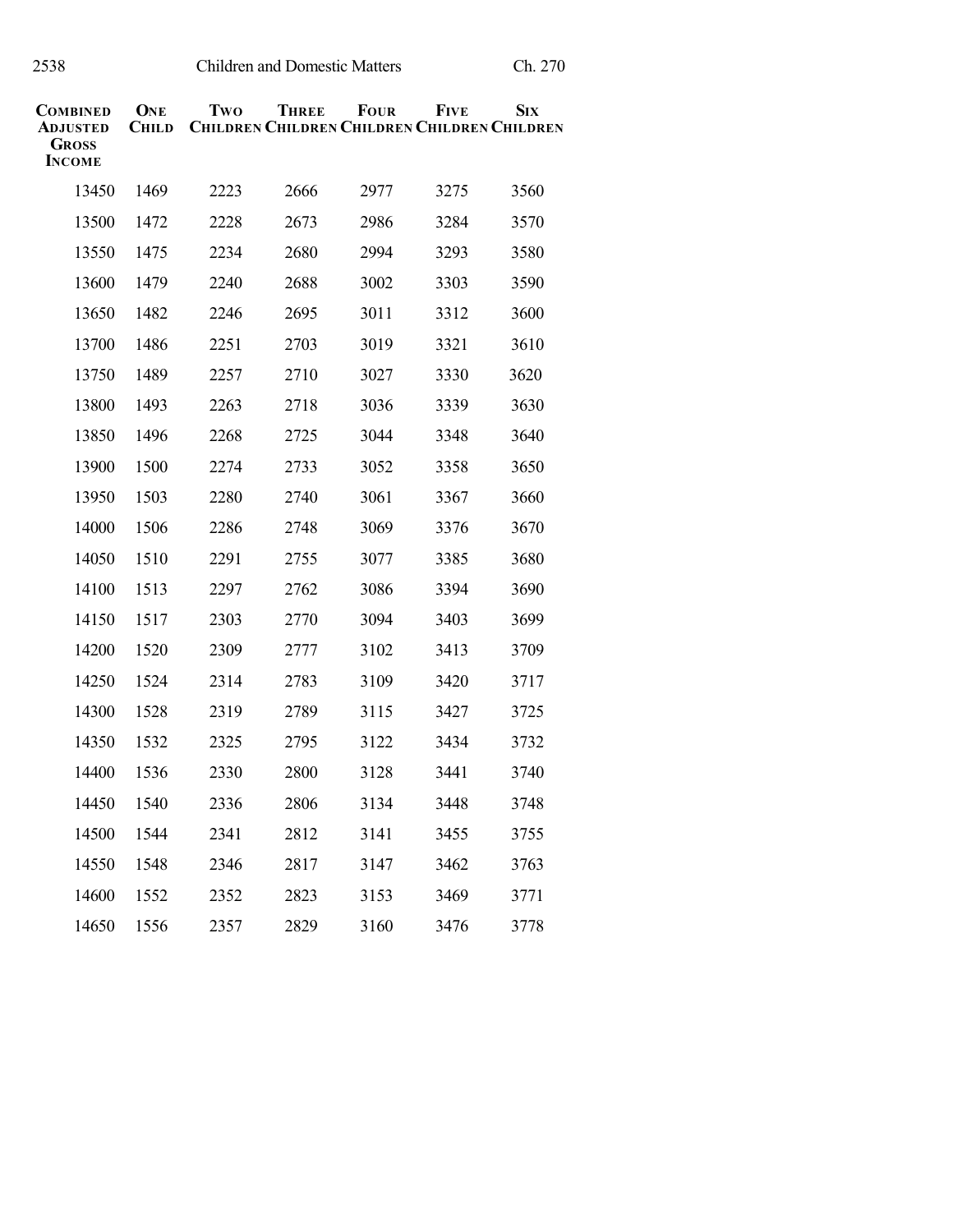| Combined Adjusted Gross Income | One Child | Two Children | Three Children | Four Children | Five Children | Six Children |
|---|---|---|---|---|---|---|
| 13450 | 1469 | 2223 | 2666 | 2977 | 3275 | 3560 |
| 13500 | 1472 | 2228 | 2673 | 2986 | 3284 | 3570 |
| 13550 | 1475 | 2234 | 2680 | 2994 | 3293 | 3580 |
| 13600 | 1479 | 2240 | 2688 | 3002 | 3303 | 3590 |
| 13650 | 1482 | 2246 | 2695 | 3011 | 3312 | 3600 |
| 13700 | 1486 | 2251 | 2703 | 3019 | 3321 | 3610 |
| 13750 | 1489 | 2257 | 2710 | 3027 | 3330 | 3620 |
| 13800 | 1493 | 2263 | 2718 | 3036 | 3339 | 3630 |
| 13850 | 1496 | 2268 | 2725 | 3044 | 3348 | 3640 |
| 13900 | 1500 | 2274 | 2733 | 3052 | 3358 | 3650 |
| 13950 | 1503 | 2280 | 2740 | 3061 | 3367 | 3660 |
| 14000 | 1506 | 2286 | 2748 | 3069 | 3376 | 3670 |
| 14050 | 1510 | 2291 | 2755 | 3077 | 3385 | 3680 |
| 14100 | 1513 | 2297 | 2762 | 3086 | 3394 | 3690 |
| 14150 | 1517 | 2303 | 2770 | 3094 | 3403 | 3699 |
| 14200 | 1520 | 2309 | 2777 | 3102 | 3413 | 3709 |
| 14250 | 1524 | 2314 | 2783 | 3109 | 3420 | 3717 |
| 14300 | 1528 | 2319 | 2789 | 3115 | 3427 | 3725 |
| 14350 | 1532 | 2325 | 2795 | 3122 | 3434 | 3732 |
| 14400 | 1536 | 2330 | 2800 | 3128 | 3441 | 3740 |
| 14450 | 1540 | 2336 | 2806 | 3134 | 3448 | 3748 |
| 14500 | 1544 | 2341 | 2812 | 3141 | 3455 | 3755 |
| 14550 | 1548 | 2346 | 2817 | 3147 | 3462 | 3763 |
| 14600 | 1552 | 2352 | 2823 | 3153 | 3469 | 3771 |
| 14650 | 1556 | 2357 | 2829 | 3160 | 3476 | 3778 |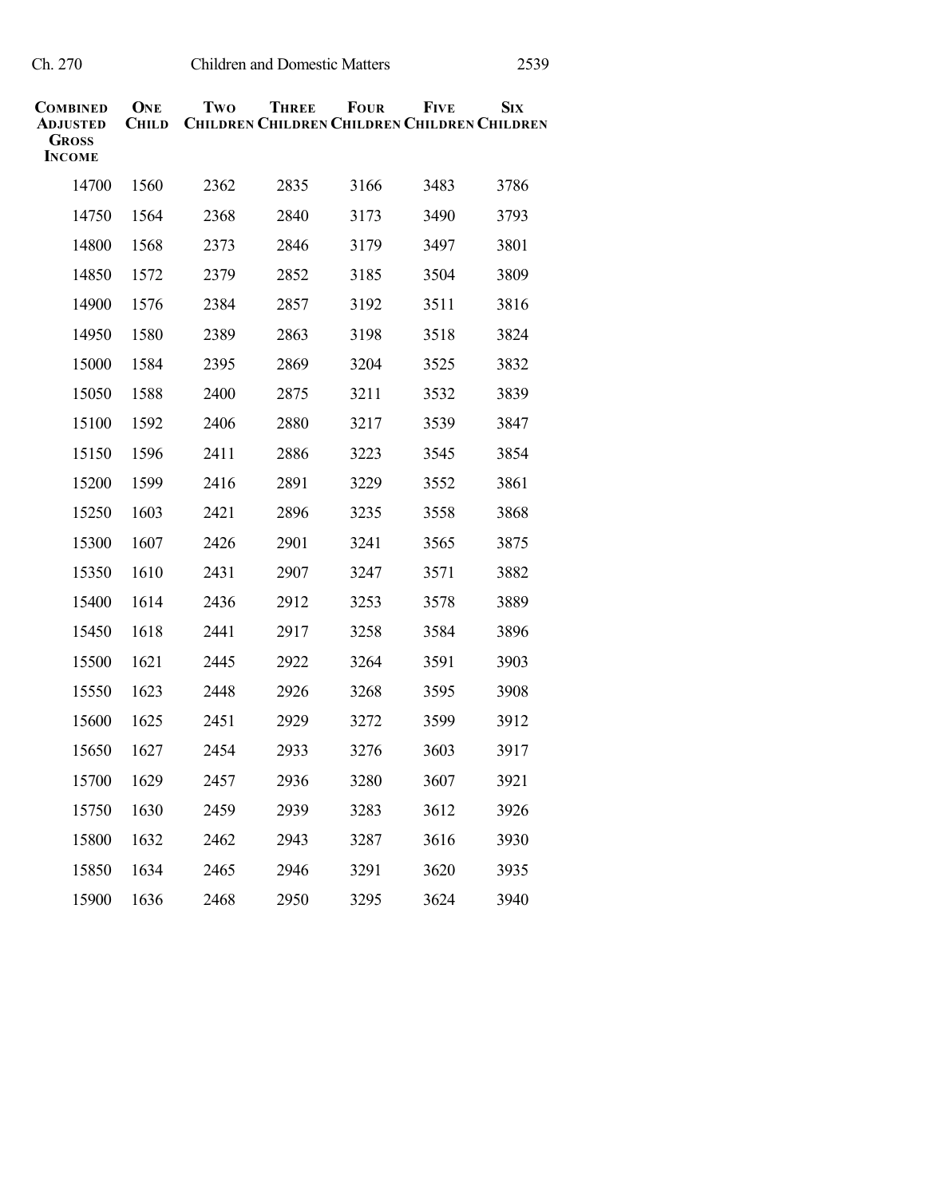| Combined Adjusted Gross Income | One Child | Two Children | Three Children | Four Children | Five Children | Six Children |
|---|---|---|---|---|---|---|
| 14700 | 1560 | 2362 | 2835 | 3166 | 3483 | 3786 |
| 14750 | 1564 | 2368 | 2840 | 3173 | 3490 | 3793 |
| 14800 | 1568 | 2373 | 2846 | 3179 | 3497 | 3801 |
| 14850 | 1572 | 2379 | 2852 | 3185 | 3504 | 3809 |
| 14900 | 1576 | 2384 | 2857 | 3192 | 3511 | 3816 |
| 14950 | 1580 | 2389 | 2863 | 3198 | 3518 | 3824 |
| 15000 | 1584 | 2395 | 2869 | 3204 | 3525 | 3832 |
| 15050 | 1588 | 2400 | 2875 | 3211 | 3532 | 3839 |
| 15100 | 1592 | 2406 | 2880 | 3217 | 3539 | 3847 |
| 15150 | 1596 | 2411 | 2886 | 3223 | 3545 | 3854 |
| 15200 | 1599 | 2416 | 2891 | 3229 | 3552 | 3861 |
| 15250 | 1603 | 2421 | 2896 | 3235 | 3558 | 3868 |
| 15300 | 1607 | 2426 | 2901 | 3241 | 3565 | 3875 |
| 15350 | 1610 | 2431 | 2907 | 3247 | 3571 | 3882 |
| 15400 | 1614 | 2436 | 2912 | 3253 | 3578 | 3889 |
| 15450 | 1618 | 2441 | 2917 | 3258 | 3584 | 3896 |
| 15500 | 1621 | 2445 | 2922 | 3264 | 3591 | 3903 |
| 15550 | 1623 | 2448 | 2926 | 3268 | 3595 | 3908 |
| 15600 | 1625 | 2451 | 2929 | 3272 | 3599 | 3912 |
| 15650 | 1627 | 2454 | 2933 | 3276 | 3603 | 3917 |
| 15700 | 1629 | 2457 | 2936 | 3280 | 3607 | 3921 |
| 15750 | 1630 | 2459 | 2939 | 3283 | 3612 | 3926 |
| 15800 | 1632 | 2462 | 2943 | 3287 | 3616 | 3930 |
| 15850 | 1634 | 2465 | 2946 | 3291 | 3620 | 3935 |
| 15900 | 1636 | 2468 | 2950 | 3295 | 3624 | 3940 |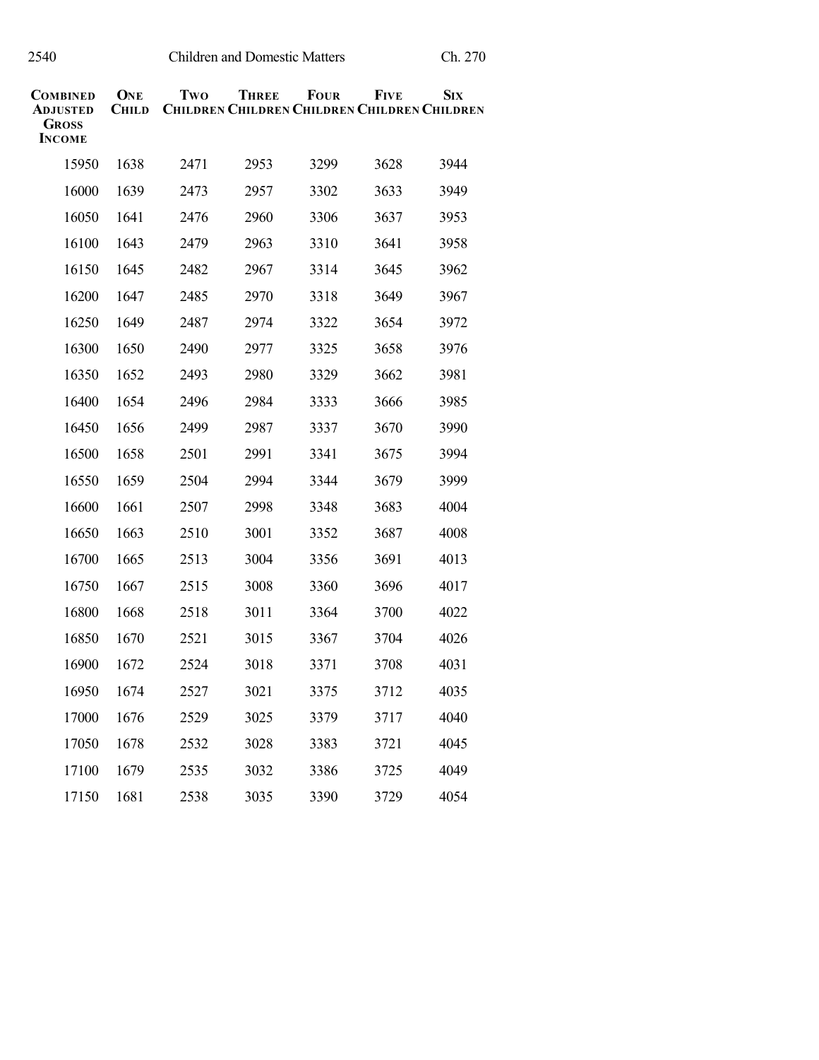| Combined Adjusted Gross Income | One Child | Two Children | Three Children | Four Children | Five Children | Six Children |
|---|---|---|---|---|---|---|
| 15950 | 1638 | 2471 | 2953 | 3299 | 3628 | 3944 |
| 16000 | 1639 | 2473 | 2957 | 3302 | 3633 | 3949 |
| 16050 | 1641 | 2476 | 2960 | 3306 | 3637 | 3953 |
| 16100 | 1643 | 2479 | 2963 | 3310 | 3641 | 3958 |
| 16150 | 1645 | 2482 | 2967 | 3314 | 3645 | 3962 |
| 16200 | 1647 | 2485 | 2970 | 3318 | 3649 | 3967 |
| 16250 | 1649 | 2487 | 2974 | 3322 | 3654 | 3972 |
| 16300 | 1650 | 2490 | 2977 | 3325 | 3658 | 3976 |
| 16350 | 1652 | 2493 | 2980 | 3329 | 3662 | 3981 |
| 16400 | 1654 | 2496 | 2984 | 3333 | 3666 | 3985 |
| 16450 | 1656 | 2499 | 2987 | 3337 | 3670 | 3990 |
| 16500 | 1658 | 2501 | 2991 | 3341 | 3675 | 3994 |
| 16550 | 1659 | 2504 | 2994 | 3344 | 3679 | 3999 |
| 16600 | 1661 | 2507 | 2998 | 3348 | 3683 | 4004 |
| 16650 | 1663 | 2510 | 3001 | 3352 | 3687 | 4008 |
| 16700 | 1665 | 2513 | 3004 | 3356 | 3691 | 4013 |
| 16750 | 1667 | 2515 | 3008 | 3360 | 3696 | 4017 |
| 16800 | 1668 | 2518 | 3011 | 3364 | 3700 | 4022 |
| 16850 | 1670 | 2521 | 3015 | 3367 | 3704 | 4026 |
| 16900 | 1672 | 2524 | 3018 | 3371 | 3708 | 4031 |
| 16950 | 1674 | 2527 | 3021 | 3375 | 3712 | 4035 |
| 17000 | 1676 | 2529 | 3025 | 3379 | 3717 | 4040 |
| 17050 | 1678 | 2532 | 3028 | 3383 | 3721 | 4045 |
| 17100 | 1679 | 2535 | 3032 | 3386 | 3725 | 4049 |
| 17150 | 1681 | 2538 | 3035 | 3390 | 3729 | 4054 |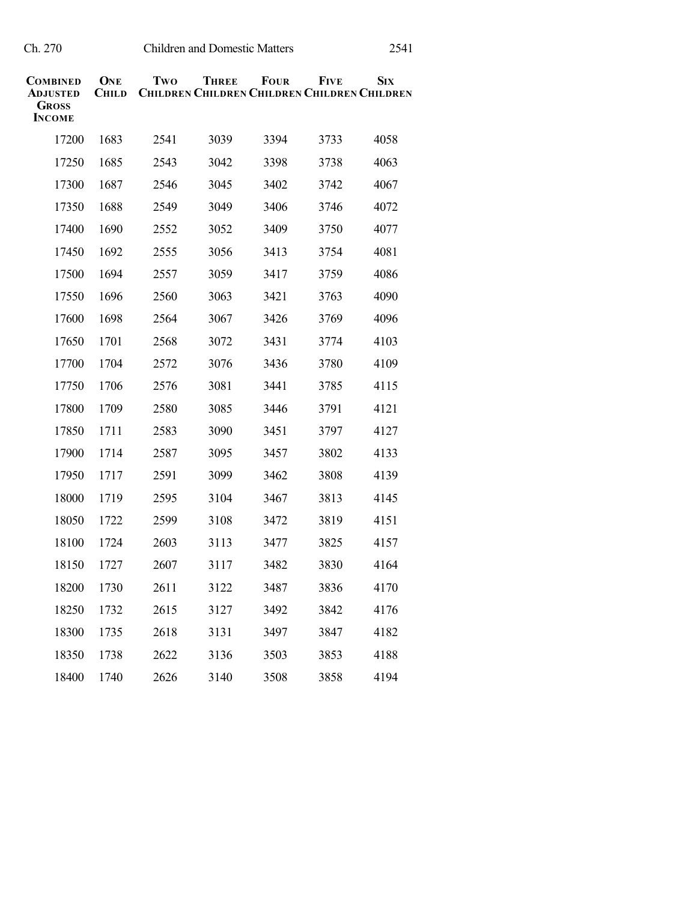| Combined Adjusted Gross Income | One Child | Two Children | Three Children | Four Children | Five Children | Six Children |
|---|---|---|---|---|---|---|
| 17200 | 1683 | 2541 | 3039 | 3394 | 3733 | 4058 |
| 17250 | 1685 | 2543 | 3042 | 3398 | 3738 | 4063 |
| 17300 | 1687 | 2546 | 3045 | 3402 | 3742 | 4067 |
| 17350 | 1688 | 2549 | 3049 | 3406 | 3746 | 4072 |
| 17400 | 1690 | 2552 | 3052 | 3409 | 3750 | 4077 |
| 17450 | 1692 | 2555 | 3056 | 3413 | 3754 | 4081 |
| 17500 | 1694 | 2557 | 3059 | 3417 | 3759 | 4086 |
| 17550 | 1696 | 2560 | 3063 | 3421 | 3763 | 4090 |
| 17600 | 1698 | 2564 | 3067 | 3426 | 3769 | 4096 |
| 17650 | 1701 | 2568 | 3072 | 3431 | 3774 | 4103 |
| 17700 | 1704 | 2572 | 3076 | 3436 | 3780 | 4109 |
| 17750 | 1706 | 2576 | 3081 | 3441 | 3785 | 4115 |
| 17800 | 1709 | 2580 | 3085 | 3446 | 3791 | 4121 |
| 17850 | 1711 | 2583 | 3090 | 3451 | 3797 | 4127 |
| 17900 | 1714 | 2587 | 3095 | 3457 | 3802 | 4133 |
| 17950 | 1717 | 2591 | 3099 | 3462 | 3808 | 4139 |
| 18000 | 1719 | 2595 | 3104 | 3467 | 3813 | 4145 |
| 18050 | 1722 | 2599 | 3108 | 3472 | 3819 | 4151 |
| 18100 | 1724 | 2603 | 3113 | 3477 | 3825 | 4157 |
| 18150 | 1727 | 2607 | 3117 | 3482 | 3830 | 4164 |
| 18200 | 1730 | 2611 | 3122 | 3487 | 3836 | 4170 |
| 18250 | 1732 | 2615 | 3127 | 3492 | 3842 | 4176 |
| 18300 | 1735 | 2618 | 3131 | 3497 | 3847 | 4182 |
| 18350 | 1738 | 2622 | 3136 | 3503 | 3853 | 4188 |
| 18400 | 1740 | 2626 | 3140 | 3508 | 3858 | 4194 |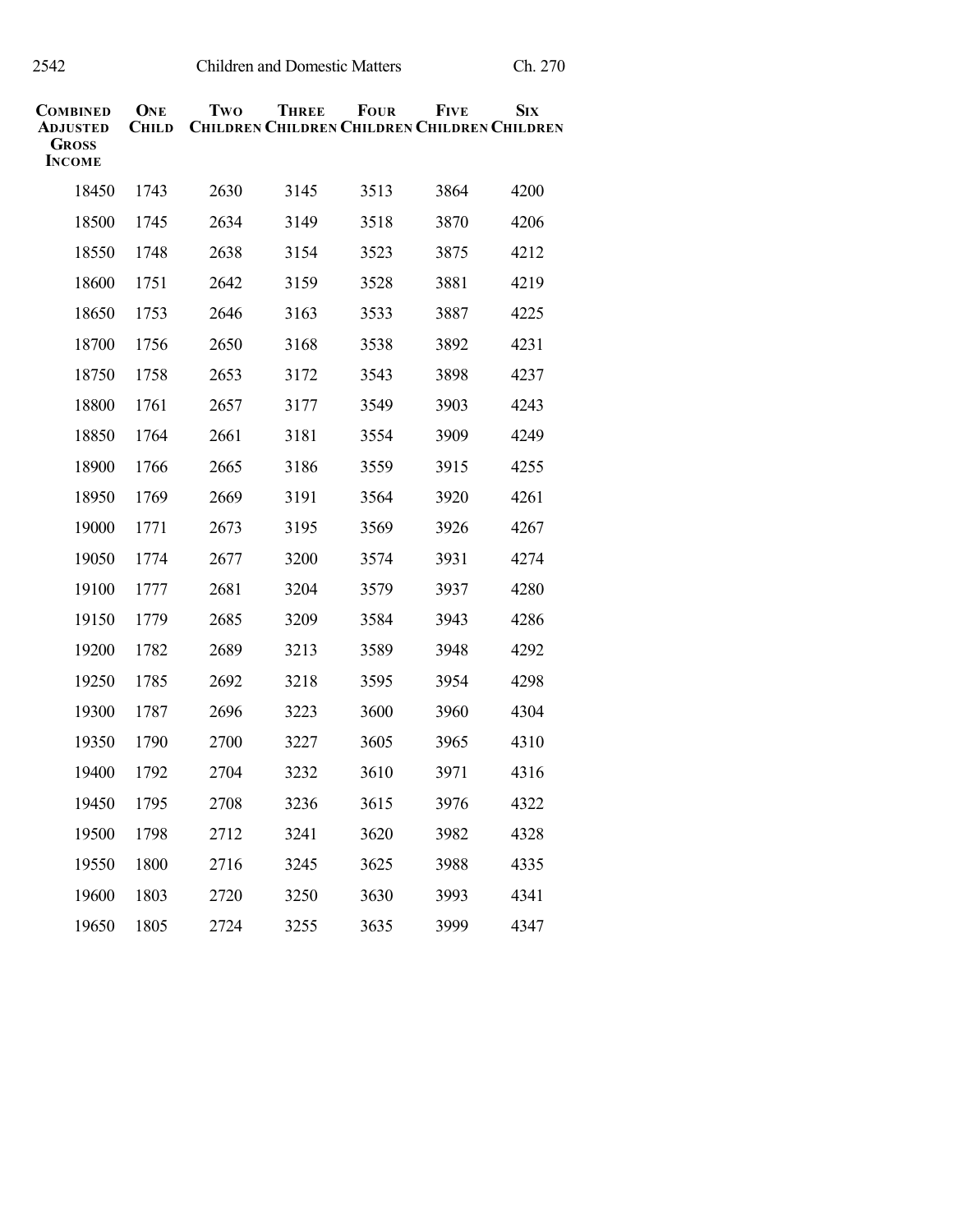| Combined Adjusted Gross Income | One Child | Two Children | Three Children | Four Children | Five Children | Six Children |
|---|---|---|---|---|---|---|
| 18450 | 1743 | 2630 | 3145 | 3513 | 3864 | 4200 |
| 18500 | 1745 | 2634 | 3149 | 3518 | 3870 | 4206 |
| 18550 | 1748 | 2638 | 3154 | 3523 | 3875 | 4212 |
| 18600 | 1751 | 2642 | 3159 | 3528 | 3881 | 4219 |
| 18650 | 1753 | 2646 | 3163 | 3533 | 3887 | 4225 |
| 18700 | 1756 | 2650 | 3168 | 3538 | 3892 | 4231 |
| 18750 | 1758 | 2653 | 3172 | 3543 | 3898 | 4237 |
| 18800 | 1761 | 2657 | 3177 | 3549 | 3903 | 4243 |
| 18850 | 1764 | 2661 | 3181 | 3554 | 3909 | 4249 |
| 18900 | 1766 | 2665 | 3186 | 3559 | 3915 | 4255 |
| 18950 | 1769 | 2669 | 3191 | 3564 | 3920 | 4261 |
| 19000 | 1771 | 2673 | 3195 | 3569 | 3926 | 4267 |
| 19050 | 1774 | 2677 | 3200 | 3574 | 3931 | 4274 |
| 19100 | 1777 | 2681 | 3204 | 3579 | 3937 | 4280 |
| 19150 | 1779 | 2685 | 3209 | 3584 | 3943 | 4286 |
| 19200 | 1782 | 2689 | 3213 | 3589 | 3948 | 4292 |
| 19250 | 1785 | 2692 | 3218 | 3595 | 3954 | 4298 |
| 19300 | 1787 | 2696 | 3223 | 3600 | 3960 | 4304 |
| 19350 | 1790 | 2700 | 3227 | 3605 | 3965 | 4310 |
| 19400 | 1792 | 2704 | 3232 | 3610 | 3971 | 4316 |
| 19450 | 1795 | 2708 | 3236 | 3615 | 3976 | 4322 |
| 19500 | 1798 | 2712 | 3241 | 3620 | 3982 | 4328 |
| 19550 | 1800 | 2716 | 3245 | 3625 | 3988 | 4335 |
| 19600 | 1803 | 2720 | 3250 | 3630 | 3993 | 4341 |
| 19650 | 1805 | 2724 | 3255 | 3635 | 3999 | 4347 |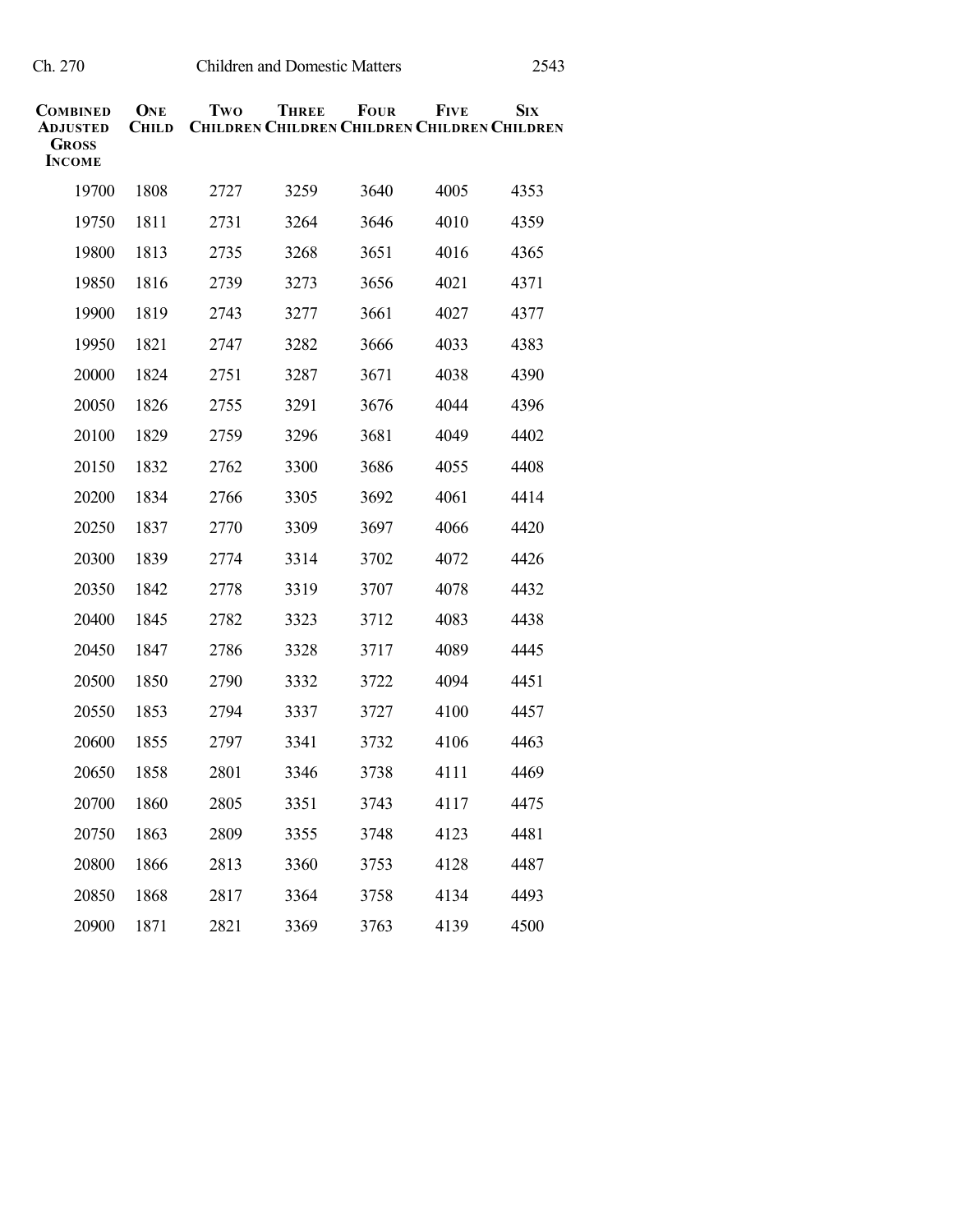| COMBINED ADJUSTED GROSS INCOME | ONE CHILD | TWO CHILDREN | THREE CHILDREN | FOUR CHILDREN | FIVE CHILDREN | SIX CHILDREN |
|---|---|---|---|---|---|---|
| 19700 | 1808 | 2727 | 3259 | 3640 | 4005 | 4353 |
| 19750 | 1811 | 2731 | 3264 | 3646 | 4010 | 4359 |
| 19800 | 1813 | 2735 | 3268 | 3651 | 4016 | 4365 |
| 19850 | 1816 | 2739 | 3273 | 3656 | 4021 | 4371 |
| 19900 | 1819 | 2743 | 3277 | 3661 | 4027 | 4377 |
| 19950 | 1821 | 2747 | 3282 | 3666 | 4033 | 4383 |
| 20000 | 1824 | 2751 | 3287 | 3671 | 4038 | 4390 |
| 20050 | 1826 | 2755 | 3291 | 3676 | 4044 | 4396 |
| 20100 | 1829 | 2759 | 3296 | 3681 | 4049 | 4402 |
| 20150 | 1832 | 2762 | 3300 | 3686 | 4055 | 4408 |
| 20200 | 1834 | 2766 | 3305 | 3692 | 4061 | 4414 |
| 20250 | 1837 | 2770 | 3309 | 3697 | 4066 | 4420 |
| 20300 | 1839 | 2774 | 3314 | 3702 | 4072 | 4426 |
| 20350 | 1842 | 2778 | 3319 | 3707 | 4078 | 4432 |
| 20400 | 1845 | 2782 | 3323 | 3712 | 4083 | 4438 |
| 20450 | 1847 | 2786 | 3328 | 3717 | 4089 | 4445 |
| 20500 | 1850 | 2790 | 3332 | 3722 | 4094 | 4451 |
| 20550 | 1853 | 2794 | 3337 | 3727 | 4100 | 4457 |
| 20600 | 1855 | 2797 | 3341 | 3732 | 4106 | 4463 |
| 20650 | 1858 | 2801 | 3346 | 3738 | 4111 | 4469 |
| 20700 | 1860 | 2805 | 3351 | 3743 | 4117 | 4475 |
| 20750 | 1863 | 2809 | 3355 | 3748 | 4123 | 4481 |
| 20800 | 1866 | 2813 | 3360 | 3753 | 4128 | 4487 |
| 20850 | 1868 | 2817 | 3364 | 3758 | 4134 | 4493 |
| 20900 | 1871 | 2821 | 3369 | 3763 | 4139 | 4500 |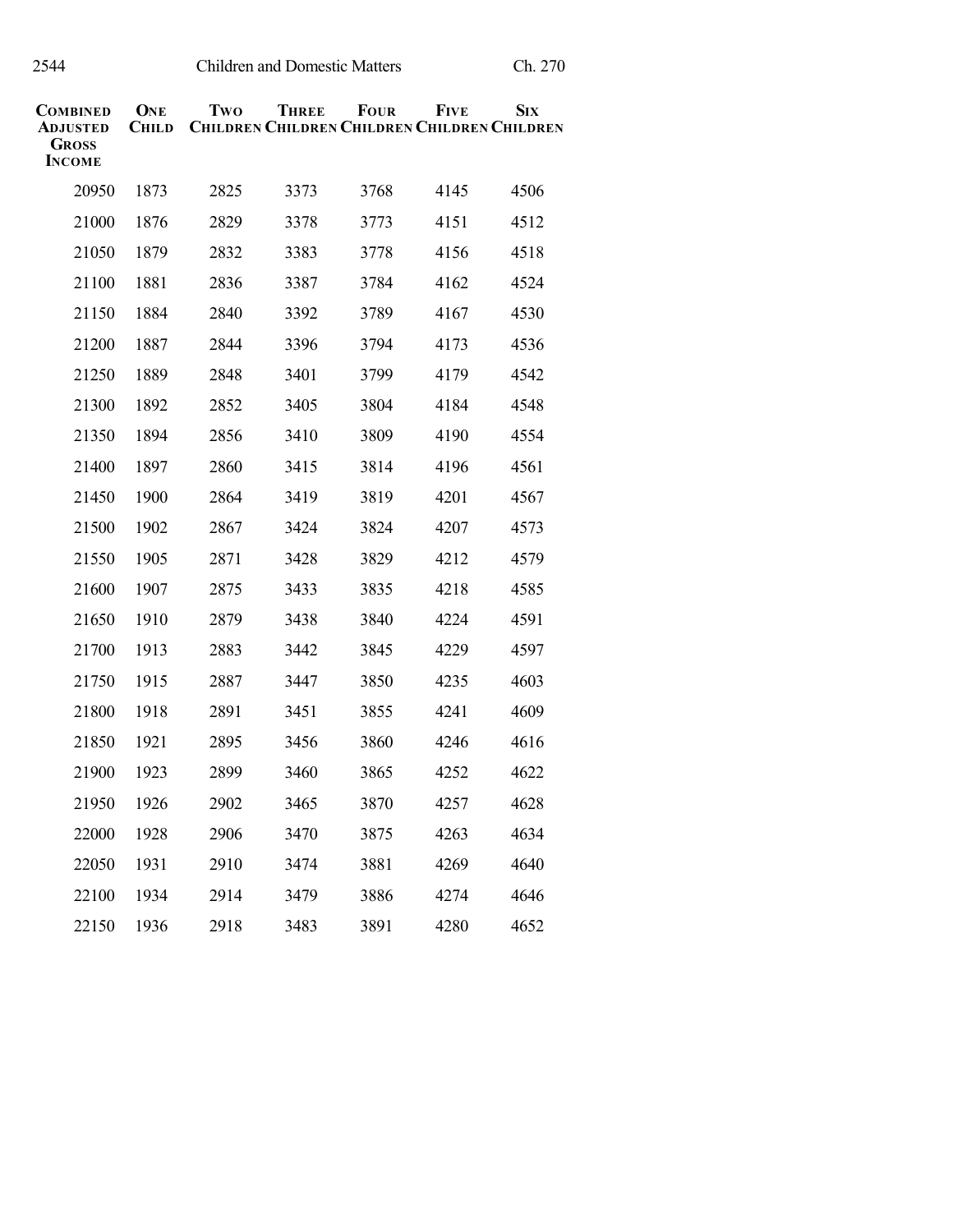| Combined Adjusted Gross Income | One Child | Two Children | Three Children | Four Children | Five Children | Six Children |
|---|---|---|---|---|---|---|
| 20950 | 1873 | 2825 | 3373 | 3768 | 4145 | 4506 |
| 21000 | 1876 | 2829 | 3378 | 3773 | 4151 | 4512 |
| 21050 | 1879 | 2832 | 3383 | 3778 | 4156 | 4518 |
| 21100 | 1881 | 2836 | 3387 | 3784 | 4162 | 4524 |
| 21150 | 1884 | 2840 | 3392 | 3789 | 4167 | 4530 |
| 21200 | 1887 | 2844 | 3396 | 3794 | 4173 | 4536 |
| 21250 | 1889 | 2848 | 3401 | 3799 | 4179 | 4542 |
| 21300 | 1892 | 2852 | 3405 | 3804 | 4184 | 4548 |
| 21350 | 1894 | 2856 | 3410 | 3809 | 4190 | 4554 |
| 21400 | 1897 | 2860 | 3415 | 3814 | 4196 | 4561 |
| 21450 | 1900 | 2864 | 3419 | 3819 | 4201 | 4567 |
| 21500 | 1902 | 2867 | 3424 | 3824 | 4207 | 4573 |
| 21550 | 1905 | 2871 | 3428 | 3829 | 4212 | 4579 |
| 21600 | 1907 | 2875 | 3433 | 3835 | 4218 | 4585 |
| 21650 | 1910 | 2879 | 3438 | 3840 | 4224 | 4591 |
| 21700 | 1913 | 2883 | 3442 | 3845 | 4229 | 4597 |
| 21750 | 1915 | 2887 | 3447 | 3850 | 4235 | 4603 |
| 21800 | 1918 | 2891 | 3451 | 3855 | 4241 | 4609 |
| 21850 | 1921 | 2895 | 3456 | 3860 | 4246 | 4616 |
| 21900 | 1923 | 2899 | 3460 | 3865 | 4252 | 4622 |
| 21950 | 1926 | 2902 | 3465 | 3870 | 4257 | 4628 |
| 22000 | 1928 | 2906 | 3470 | 3875 | 4263 | 4634 |
| 22050 | 1931 | 2910 | 3474 | 3881 | 4269 | 4640 |
| 22100 | 1934 | 2914 | 3479 | 3886 | 4274 | 4646 |
| 22150 | 1936 | 2918 | 3483 | 3891 | 4280 | 4652 |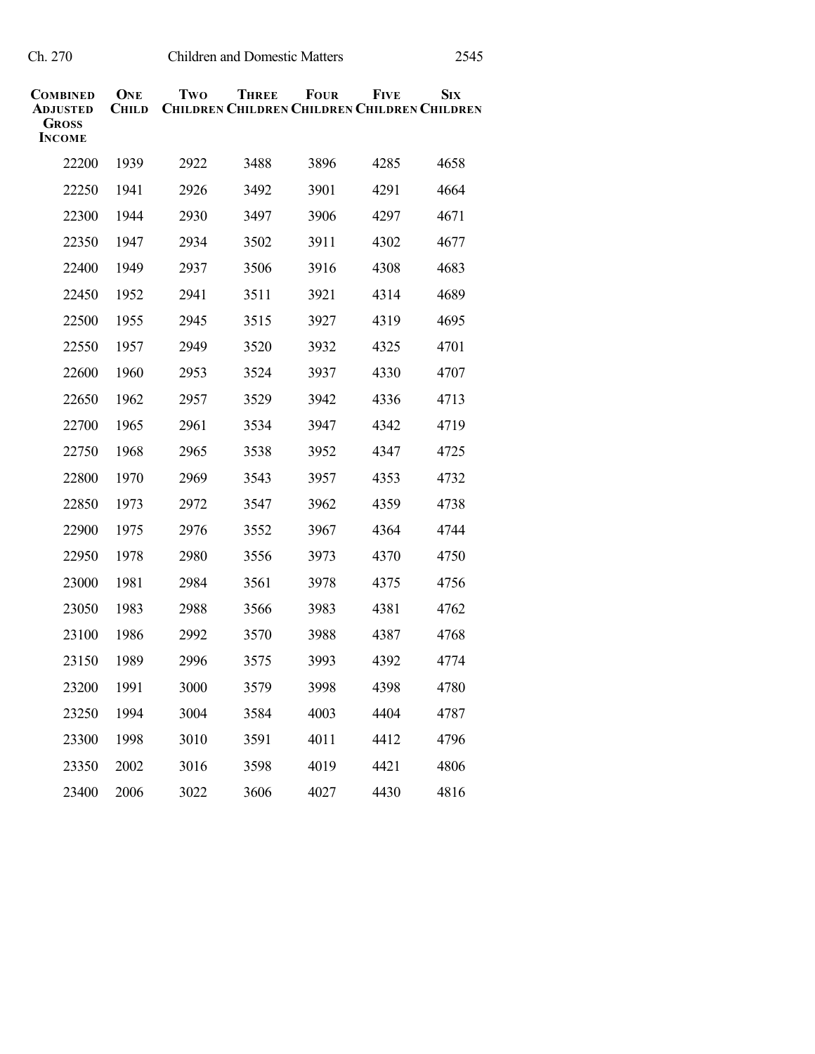| Combined Adjusted Gross Income | One Child | Two Children | Three Children | Four Children | Five Children | Six Children |
|---|---|---|---|---|---|---|
| 22200 | 1939 | 2922 | 3488 | 3896 | 4285 | 4658 |
| 22250 | 1941 | 2926 | 3492 | 3901 | 4291 | 4664 |
| 22300 | 1944 | 2930 | 3497 | 3906 | 4297 | 4671 |
| 22350 | 1947 | 2934 | 3502 | 3911 | 4302 | 4677 |
| 22400 | 1949 | 2937 | 3506 | 3916 | 4308 | 4683 |
| 22450 | 1952 | 2941 | 3511 | 3921 | 4314 | 4689 |
| 22500 | 1955 | 2945 | 3515 | 3927 | 4319 | 4695 |
| 22550 | 1957 | 2949 | 3520 | 3932 | 4325 | 4701 |
| 22600 | 1960 | 2953 | 3524 | 3937 | 4330 | 4707 |
| 22650 | 1962 | 2957 | 3529 | 3942 | 4336 | 4713 |
| 22700 | 1965 | 2961 | 3534 | 3947 | 4342 | 4719 |
| 22750 | 1968 | 2965 | 3538 | 3952 | 4347 | 4725 |
| 22800 | 1970 | 2969 | 3543 | 3957 | 4353 | 4732 |
| 22850 | 1973 | 2972 | 3547 | 3962 | 4359 | 4738 |
| 22900 | 1975 | 2976 | 3552 | 3967 | 4364 | 4744 |
| 22950 | 1978 | 2980 | 3556 | 3973 | 4370 | 4750 |
| 23000 | 1981 | 2984 | 3561 | 3978 | 4375 | 4756 |
| 23050 | 1983 | 2988 | 3566 | 3983 | 4381 | 4762 |
| 23100 | 1986 | 2992 | 3570 | 3988 | 4387 | 4768 |
| 23150 | 1989 | 2996 | 3575 | 3993 | 4392 | 4774 |
| 23200 | 1991 | 3000 | 3579 | 3998 | 4398 | 4780 |
| 23250 | 1994 | 3004 | 3584 | 4003 | 4404 | 4787 |
| 23300 | 1998 | 3010 | 3591 | 4011 | 4412 | 4796 |
| 23350 | 2002 | 3016 | 3598 | 4019 | 4421 | 4806 |
| 23400 | 2006 | 3022 | 3606 | 4027 | 4430 | 4816 |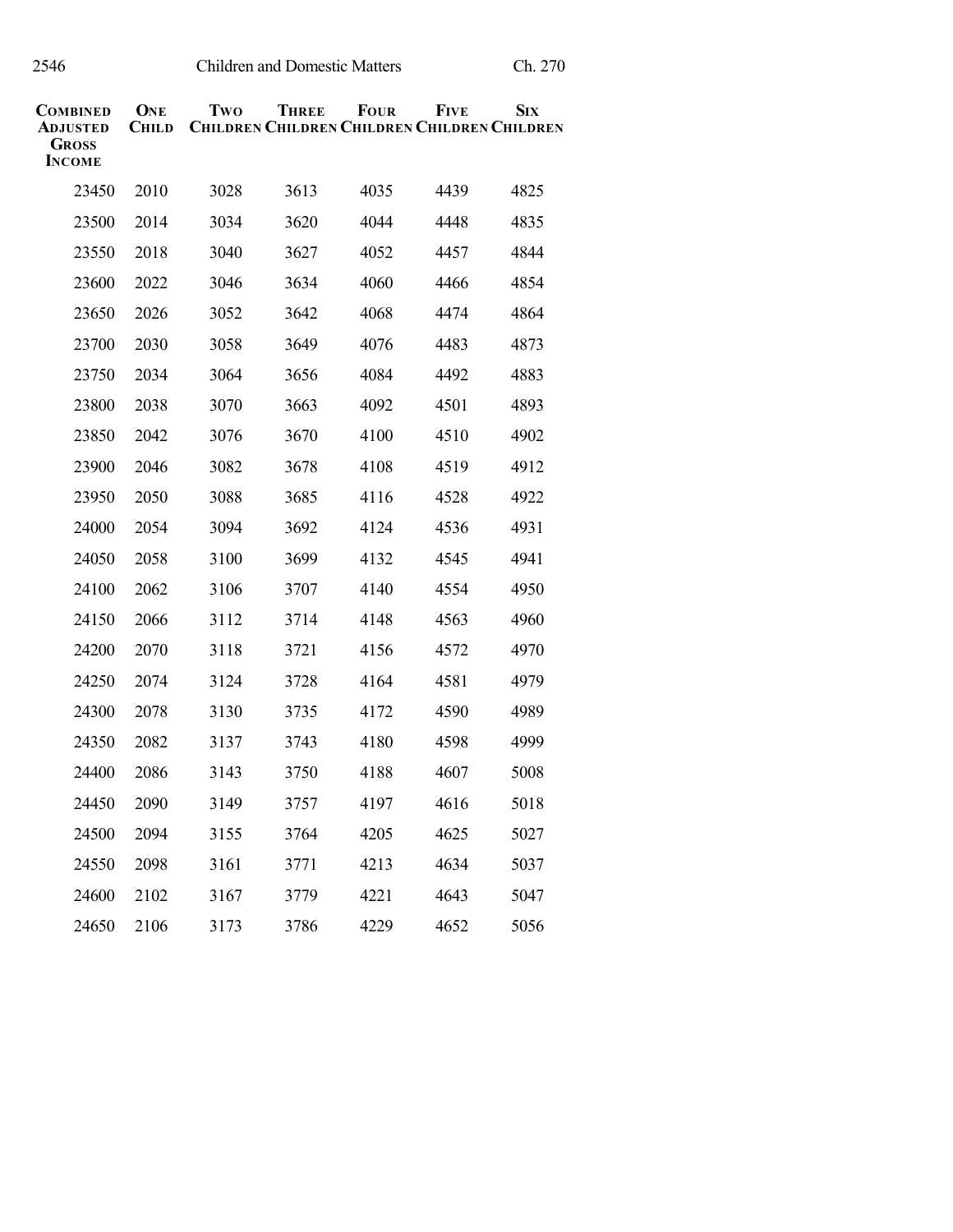| Combined Adjusted Gross Income | One Child | Two Children | Three Children | Four Children | Five Children | Six Children |
|---|---|---|---|---|---|---|
| 23450 | 2010 | 3028 | 3613 | 4035 | 4439 | 4825 |
| 23500 | 2014 | 3034 | 3620 | 4044 | 4448 | 4835 |
| 23550 | 2018 | 3040 | 3627 | 4052 | 4457 | 4844 |
| 23600 | 2022 | 3046 | 3634 | 4060 | 4466 | 4854 |
| 23650 | 2026 | 3052 | 3642 | 4068 | 4474 | 4864 |
| 23700 | 2030 | 3058 | 3649 | 4076 | 4483 | 4873 |
| 23750 | 2034 | 3064 | 3656 | 4084 | 4492 | 4883 |
| 23800 | 2038 | 3070 | 3663 | 4092 | 4501 | 4893 |
| 23850 | 2042 | 3076 | 3670 | 4100 | 4510 | 4902 |
| 23900 | 2046 | 3082 | 3678 | 4108 | 4519 | 4912 |
| 23950 | 2050 | 3088 | 3685 | 4116 | 4528 | 4922 |
| 24000 | 2054 | 3094 | 3692 | 4124 | 4536 | 4931 |
| 24050 | 2058 | 3100 | 3699 | 4132 | 4545 | 4941 |
| 24100 | 2062 | 3106 | 3707 | 4140 | 4554 | 4950 |
| 24150 | 2066 | 3112 | 3714 | 4148 | 4563 | 4960 |
| 24200 | 2070 | 3118 | 3721 | 4156 | 4572 | 4970 |
| 24250 | 2074 | 3124 | 3728 | 4164 | 4581 | 4979 |
| 24300 | 2078 | 3130 | 3735 | 4172 | 4590 | 4989 |
| 24350 | 2082 | 3137 | 3743 | 4180 | 4598 | 4999 |
| 24400 | 2086 | 3143 | 3750 | 4188 | 4607 | 5008 |
| 24450 | 2090 | 3149 | 3757 | 4197 | 4616 | 5018 |
| 24500 | 2094 | 3155 | 3764 | 4205 | 4625 | 5027 |
| 24550 | 2098 | 3161 | 3771 | 4213 | 4634 | 5037 |
| 24600 | 2102 | 3167 | 3779 | 4221 | 4643 | 5047 |
| 24650 | 2106 | 3173 | 3786 | 4229 | 4652 | 5056 |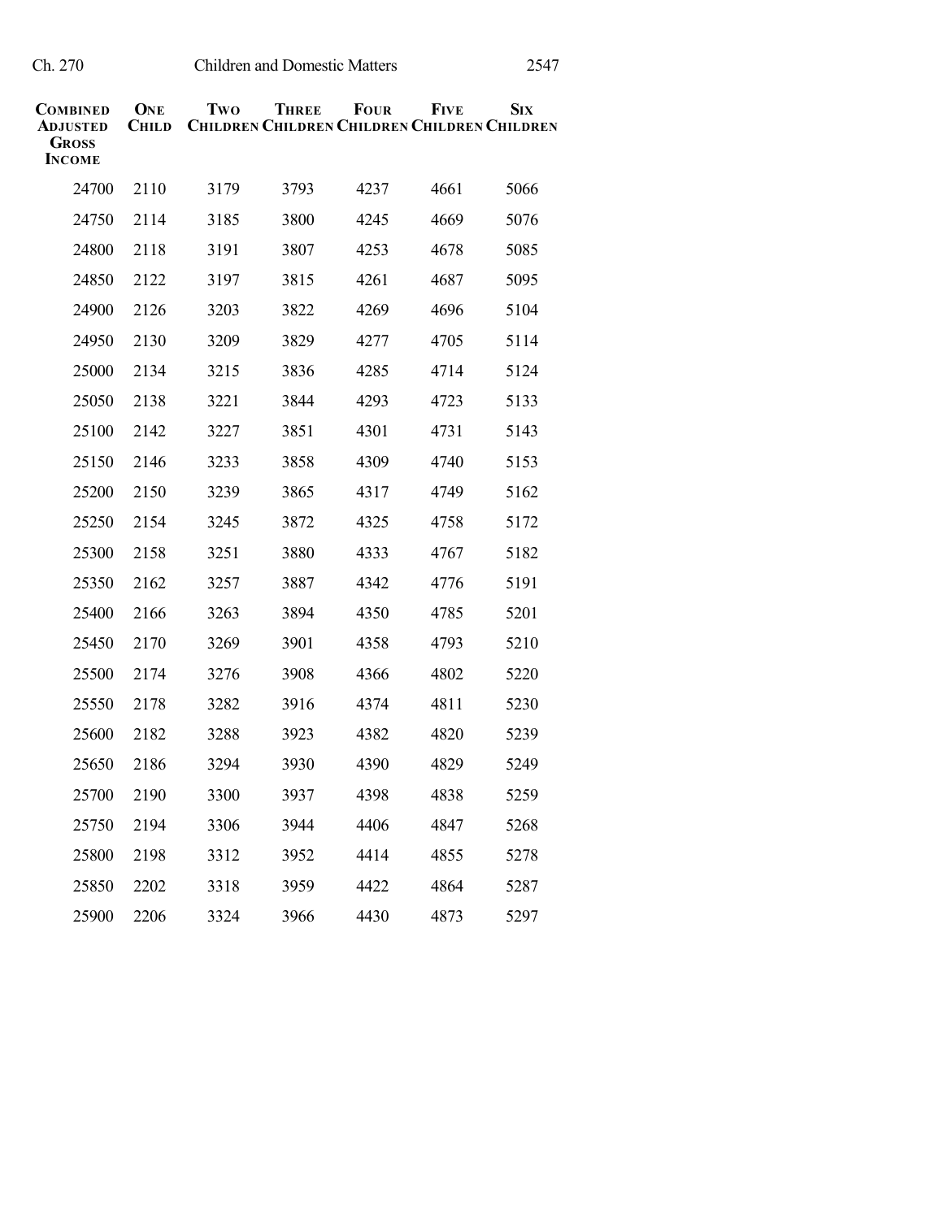| Combined Adjusted Gross Income | One Child | Two Children | Three Children | Four Children | Five Children | Six Children |
|---|---|---|---|---|---|---|
| 24700 | 2110 | 3179 | 3793 | 4237 | 4661 | 5066 |
| 24750 | 2114 | 3185 | 3800 | 4245 | 4669 | 5076 |
| 24800 | 2118 | 3191 | 3807 | 4253 | 4678 | 5085 |
| 24850 | 2122 | 3197 | 3815 | 4261 | 4687 | 5095 |
| 24900 | 2126 | 3203 | 3822 | 4269 | 4696 | 5104 |
| 24950 | 2130 | 3209 | 3829 | 4277 | 4705 | 5114 |
| 25000 | 2134 | 3215 | 3836 | 4285 | 4714 | 5124 |
| 25050 | 2138 | 3221 | 3844 | 4293 | 4723 | 5133 |
| 25100 | 2142 | 3227 | 3851 | 4301 | 4731 | 5143 |
| 25150 | 2146 | 3233 | 3858 | 4309 | 4740 | 5153 |
| 25200 | 2150 | 3239 | 3865 | 4317 | 4749 | 5162 |
| 25250 | 2154 | 3245 | 3872 | 4325 | 4758 | 5172 |
| 25300 | 2158 | 3251 | 3880 | 4333 | 4767 | 5182 |
| 25350 | 2162 | 3257 | 3887 | 4342 | 4776 | 5191 |
| 25400 | 2166 | 3263 | 3894 | 4350 | 4785 | 5201 |
| 25450 | 2170 | 3269 | 3901 | 4358 | 4793 | 5210 |
| 25500 | 2174 | 3276 | 3908 | 4366 | 4802 | 5220 |
| 25550 | 2178 | 3282 | 3916 | 4374 | 4811 | 5230 |
| 25600 | 2182 | 3288 | 3923 | 4382 | 4820 | 5239 |
| 25650 | 2186 | 3294 | 3930 | 4390 | 4829 | 5249 |
| 25700 | 2190 | 3300 | 3937 | 4398 | 4838 | 5259 |
| 25750 | 2194 | 3306 | 3944 | 4406 | 4847 | 5268 |
| 25800 | 2198 | 3312 | 3952 | 4414 | 4855 | 5278 |
| 25850 | 2202 | 3318 | 3959 | 4422 | 4864 | 5287 |
| 25900 | 2206 | 3324 | 3966 | 4430 | 4873 | 5297 |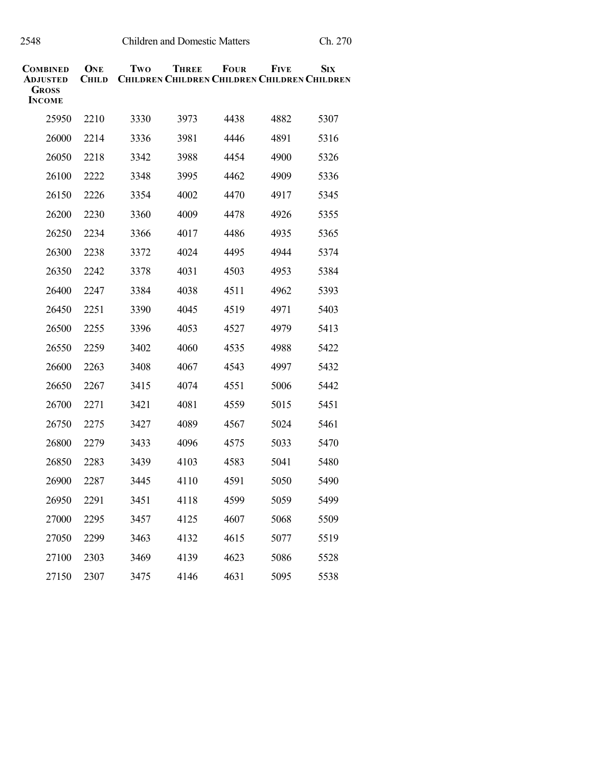| Combined Adjusted Gross Income | One Child | Two Children | Three Children | Four Children | Five Children | Six Children |
|---|---|---|---|---|---|---|
| 25950 | 2210 | 3330 | 3973 | 4438 | 4882 | 5307 |
| 26000 | 2214 | 3336 | 3981 | 4446 | 4891 | 5316 |
| 26050 | 2218 | 3342 | 3988 | 4454 | 4900 | 5326 |
| 26100 | 2222 | 3348 | 3995 | 4462 | 4909 | 5336 |
| 26150 | 2226 | 3354 | 4002 | 4470 | 4917 | 5345 |
| 26200 | 2230 | 3360 | 4009 | 4478 | 4926 | 5355 |
| 26250 | 2234 | 3366 | 4017 | 4486 | 4935 | 5365 |
| 26300 | 2238 | 3372 | 4024 | 4495 | 4944 | 5374 |
| 26350 | 2242 | 3378 | 4031 | 4503 | 4953 | 5384 |
| 26400 | 2247 | 3384 | 4038 | 4511 | 4962 | 5393 |
| 26450 | 2251 | 3390 | 4045 | 4519 | 4971 | 5403 |
| 26500 | 2255 | 3396 | 4053 | 4527 | 4979 | 5413 |
| 26550 | 2259 | 3402 | 4060 | 4535 | 4988 | 5422 |
| 26600 | 2263 | 3408 | 4067 | 4543 | 4997 | 5432 |
| 26650 | 2267 | 3415 | 4074 | 4551 | 5006 | 5442 |
| 26700 | 2271 | 3421 | 4081 | 4559 | 5015 | 5451 |
| 26750 | 2275 | 3427 | 4089 | 4567 | 5024 | 5461 |
| 26800 | 2279 | 3433 | 4096 | 4575 | 5033 | 5470 |
| 26850 | 2283 | 3439 | 4103 | 4583 | 5041 | 5480 |
| 26900 | 2287 | 3445 | 4110 | 4591 | 5050 | 5490 |
| 26950 | 2291 | 3451 | 4118 | 4599 | 5059 | 5499 |
| 27000 | 2295 | 3457 | 4125 | 4607 | 5068 | 5509 |
| 27050 | 2299 | 3463 | 4132 | 4615 | 5077 | 5519 |
| 27100 | 2303 | 3469 | 4139 | 4623 | 5086 | 5528 |
| 27150 | 2307 | 3475 | 4146 | 4631 | 5095 | 5538 |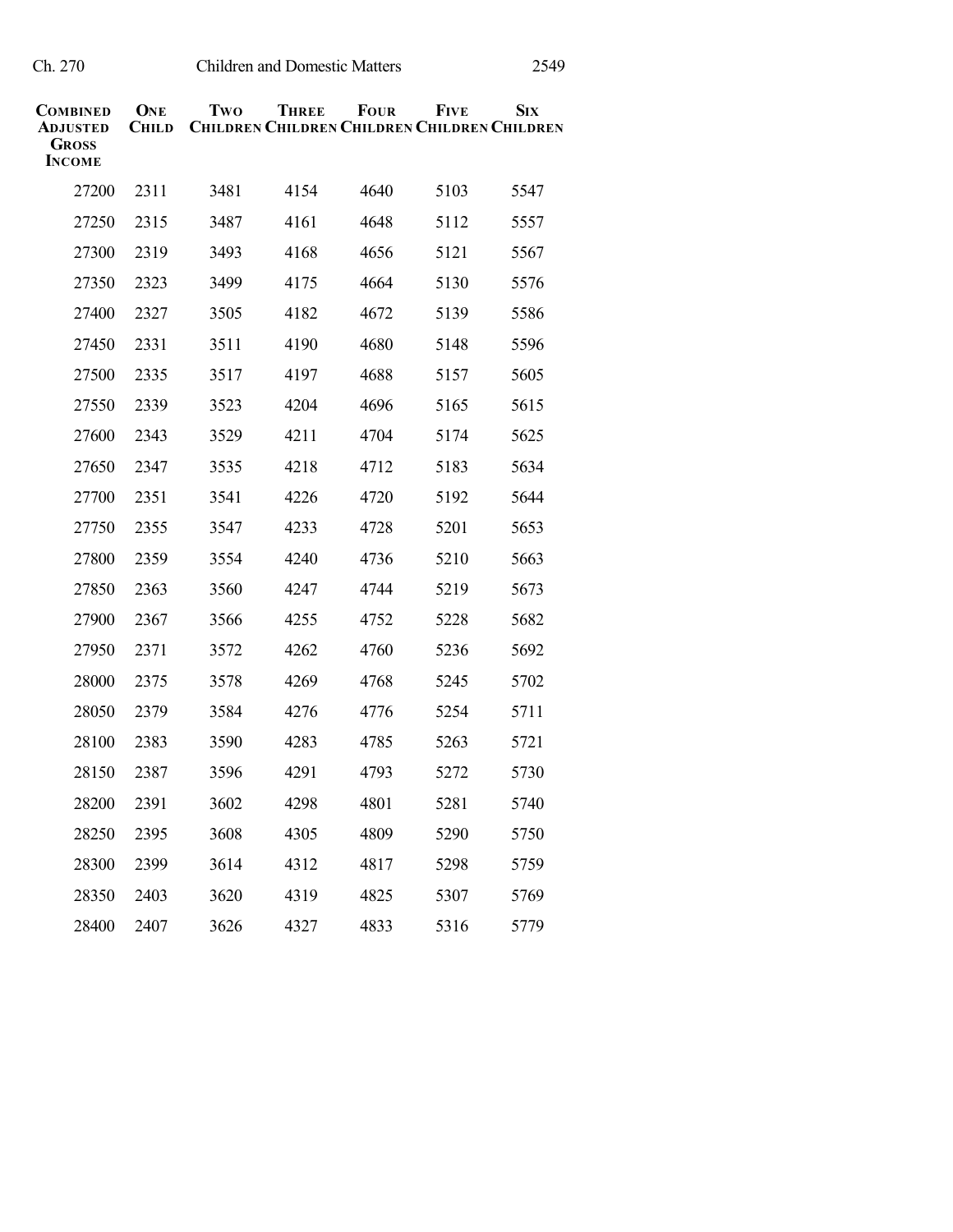| Combined Adjusted Gross Income | One Child | Two Children | Three Children | Four Children | Five Children | Six Children |
|---|---|---|---|---|---|---|
| 27200 | 2311 | 3481 | 4154 | 4640 | 5103 | 5547 |
| 27250 | 2315 | 3487 | 4161 | 4648 | 5112 | 5557 |
| 27300 | 2319 | 3493 | 4168 | 4656 | 5121 | 5567 |
| 27350 | 2323 | 3499 | 4175 | 4664 | 5130 | 5576 |
| 27400 | 2327 | 3505 | 4182 | 4672 | 5139 | 5586 |
| 27450 | 2331 | 3511 | 4190 | 4680 | 5148 | 5596 |
| 27500 | 2335 | 3517 | 4197 | 4688 | 5157 | 5605 |
| 27550 | 2339 | 3523 | 4204 | 4696 | 5165 | 5615 |
| 27600 | 2343 | 3529 | 4211 | 4704 | 5174 | 5625 |
| 27650 | 2347 | 3535 | 4218 | 4712 | 5183 | 5634 |
| 27700 | 2351 | 3541 | 4226 | 4720 | 5192 | 5644 |
| 27750 | 2355 | 3547 | 4233 | 4728 | 5201 | 5653 |
| 27800 | 2359 | 3554 | 4240 | 4736 | 5210 | 5663 |
| 27850 | 2363 | 3560 | 4247 | 4744 | 5219 | 5673 |
| 27900 | 2367 | 3566 | 4255 | 4752 | 5228 | 5682 |
| 27950 | 2371 | 3572 | 4262 | 4760 | 5236 | 5692 |
| 28000 | 2375 | 3578 | 4269 | 4768 | 5245 | 5702 |
| 28050 | 2379 | 3584 | 4276 | 4776 | 5254 | 5711 |
| 28100 | 2383 | 3590 | 4283 | 4785 | 5263 | 5721 |
| 28150 | 2387 | 3596 | 4291 | 4793 | 5272 | 5730 |
| 28200 | 2391 | 3602 | 4298 | 4801 | 5281 | 5740 |
| 28250 | 2395 | 3608 | 4305 | 4809 | 5290 | 5750 |
| 28300 | 2399 | 3614 | 4312 | 4817 | 5298 | 5759 |
| 28350 | 2403 | 3620 | 4319 | 4825 | 5307 | 5769 |
| 28400 | 2407 | 3626 | 4327 | 4833 | 5316 | 5779 |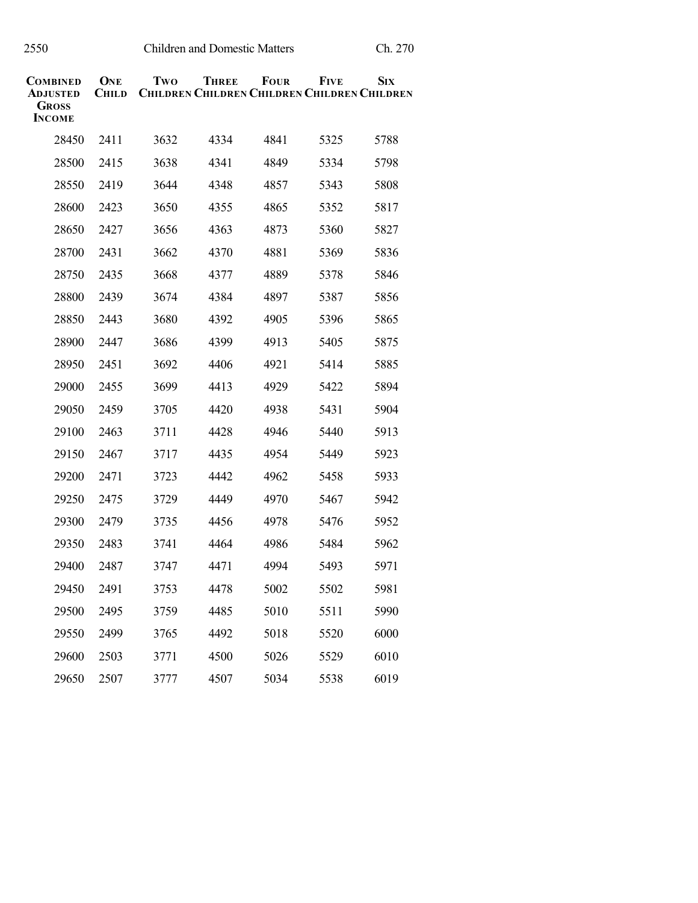| Combined Adjusted Gross Income | One Child | Two Children | Three Children | Four Children | Five Children | Six Children |
|---|---|---|---|---|---|---|
| 28450 | 2411 | 3632 | 4334 | 4841 | 5325 | 5788 |
| 28500 | 2415 | 3638 | 4341 | 4849 | 5334 | 5798 |
| 28550 | 2419 | 3644 | 4348 | 4857 | 5343 | 5808 |
| 28600 | 2423 | 3650 | 4355 | 4865 | 5352 | 5817 |
| 28650 | 2427 | 3656 | 4363 | 4873 | 5360 | 5827 |
| 28700 | 2431 | 3662 | 4370 | 4881 | 5369 | 5836 |
| 28750 | 2435 | 3668 | 4377 | 4889 | 5378 | 5846 |
| 28800 | 2439 | 3674 | 4384 | 4897 | 5387 | 5856 |
| 28850 | 2443 | 3680 | 4392 | 4905 | 5396 | 5865 |
| 28900 | 2447 | 3686 | 4399 | 4913 | 5405 | 5875 |
| 28950 | 2451 | 3692 | 4406 | 4921 | 5414 | 5885 |
| 29000 | 2455 | 3699 | 4413 | 4929 | 5422 | 5894 |
| 29050 | 2459 | 3705 | 4420 | 4938 | 5431 | 5904 |
| 29100 | 2463 | 3711 | 4428 | 4946 | 5440 | 5913 |
| 29150 | 2467 | 3717 | 4435 | 4954 | 5449 | 5923 |
| 29200 | 2471 | 3723 | 4442 | 4962 | 5458 | 5933 |
| 29250 | 2475 | 3729 | 4449 | 4970 | 5467 | 5942 |
| 29300 | 2479 | 3735 | 4456 | 4978 | 5476 | 5952 |
| 29350 | 2483 | 3741 | 4464 | 4986 | 5484 | 5962 |
| 29400 | 2487 | 3747 | 4471 | 4994 | 5493 | 5971 |
| 29450 | 2491 | 3753 | 4478 | 5002 | 5502 | 5981 |
| 29500 | 2495 | 3759 | 4485 | 5010 | 5511 | 5990 |
| 29550 | 2499 | 3765 | 4492 | 5018 | 5520 | 6000 |
| 29600 | 2503 | 3771 | 4500 | 5026 | 5529 | 6010 |
| 29650 | 2507 | 3777 | 4507 | 5034 | 5538 | 6019 |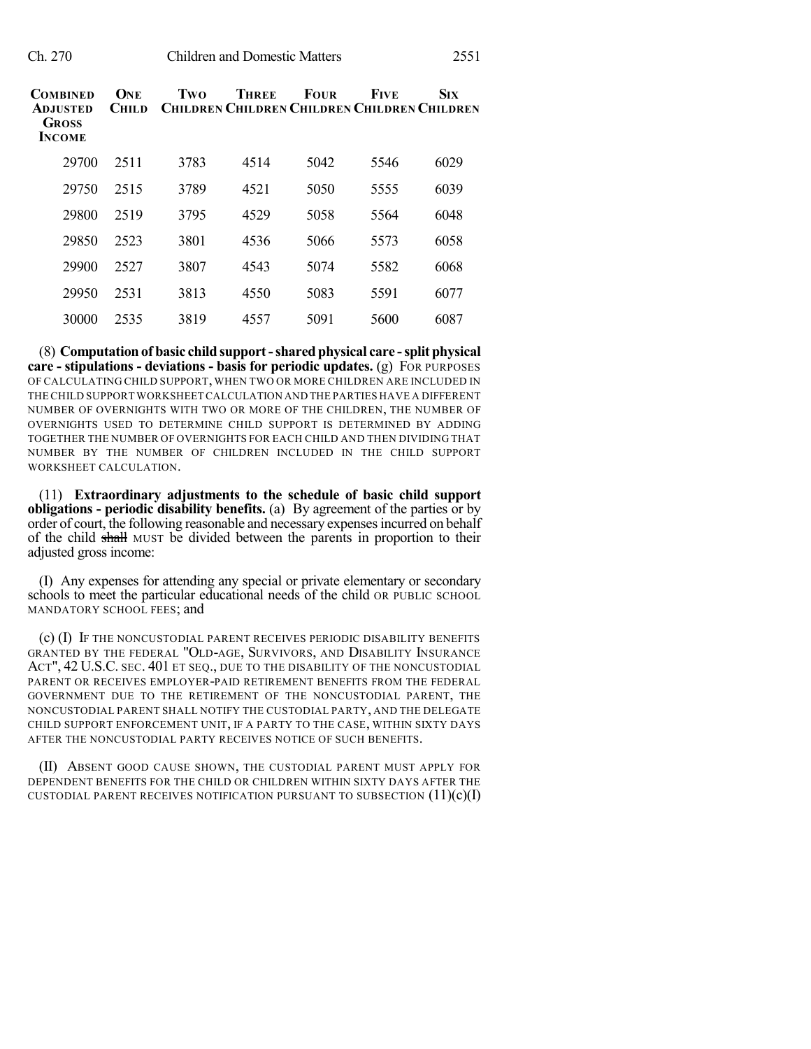| COMBINED ADJUSTED GROSS INCOME | ONE CHILD | TWO CHILDREN | THREE CHILDREN | FOUR CHILDREN | FIVE CHILDREN | SIX CHILDREN |
|---|---|---|---|---|---|---|
| 29700 | 2511 | 3783 | 4514 | 5042 | 5546 | 6029 |
| 29750 | 2515 | 3789 | 4521 | 5050 | 5555 | 6039 |
| 29800 | 2519 | 3795 | 4529 | 5058 | 5564 | 6048 |
| 29850 | 2523 | 3801 | 4536 | 5066 | 5573 | 6058 |
| 29900 | 2527 | 3807 | 4543 | 5074 | 5582 | 6068 |
| 29950 | 2531 | 3813 | 4550 | 5083 | 5591 | 6077 |
| 30000 | 2535 | 3819 | 4557 | 5091 | 5600 | 6087 |

(8) **Computation of basic child support - shared physical care - split physical care - stipulations - deviations - basis for periodic updates.** (g) FOR PURPOSES OF CALCULATING CHILD SUPPORT, WHEN TWO OR MORE CHILDREN ARE INCLUDED IN THE CHILD SUPPORT WORKSHEET CALCULATION AND THE PARTIES HAVE A DIFFERENT NUMBER OF OVERNIGHTS WITH TWO OR MORE OF THE CHILDREN, THE NUMBER OF OVERNIGHTS USED TO DETERMINE CHILD SUPPORT IS DETERMINED BY ADDING TOGETHER THE NUMBER OF OVERNIGHTS FOR EACH CHILD AND THEN DIVIDING THAT NUMBER BY THE NUMBER OF CHILDREN INCLUDED IN THE CHILD SUPPORT WORKSHEET CALCULATION.

(11) **Extraordinary adjustments to the schedule of basic child support obligations - periodic disability benefits.** (a) By agreement of the parties or by order of court, the following reasonable and necessary expenses incurred on behalf of the child ~~shall~~ MUST be divided between the parents in proportion to their adjusted gross income:

(I) Any expenses for attending any special or private elementary or secondary schools to meet the particular educational needs of the child OR PUBLIC SCHOOL MANDATORY SCHOOL FEES; and

(c) (I) IF THE NONCUSTODIAL PARENT RECEIVES PERIODIC DISABILITY BENEFITS GRANTED BY THE FEDERAL "OLD-AGE, SURVIVORS, AND DISABILITY INSURANCE ACT", 42 U.S.C. SEC. 401 ET SEQ., DUE TO THE DISABILITY OF THE NONCUSTODIAL PARENT OR RECEIVES EMPLOYER-PAID RETIREMENT BENEFITS FROM THE FEDERAL GOVERNMENT DUE TO THE RETIREMENT OF THE NONCUSTODIAL PARENT, THE NONCUSTODIAL PARENT SHALL NOTIFY THE CUSTODIAL PARTY, AND THE DELEGATE CHILD SUPPORT ENFORCEMENT UNIT, IF A PARTY TO THE CASE, WITHIN SIXTY DAYS AFTER THE NONCUSTODIAL PARTY RECEIVES NOTICE OF SUCH BENEFITS.

(II) ABSENT GOOD CAUSE SHOWN, THE CUSTODIAL PARENT MUST APPLY FOR DEPENDENT BENEFITS FOR THE CHILD OR CHILDREN WITHIN SIXTY DAYS AFTER THE CUSTODIAL PARENT RECEIVES NOTIFICATION PURSUANT TO SUBSECTION (11)(c)(I)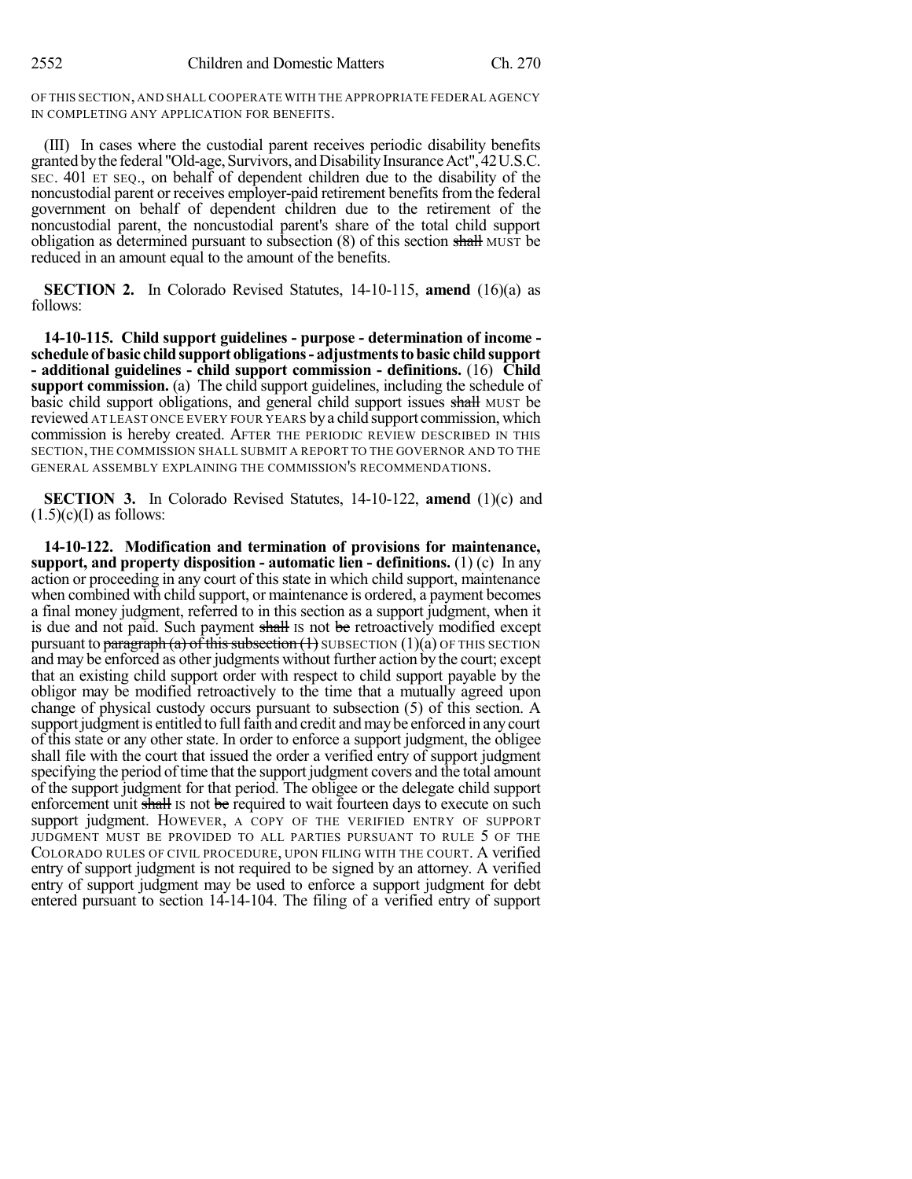OF THIS SECTION, AND SHALL COOPERATE WITH THE APPROPRIATE FEDERAL AGENCY IN COMPLETING ANY APPLICATION FOR BENEFITS.

(III) In cases where the custodial parent receives periodic disability benefits granted by the federal "Old-age, Survivors, and Disability Insurance Act", 42 U.S.C. SEC. 401 ET SEQ., on behalf of dependent children due to the disability of the noncustodial parent or receives employer-paid retirement benefits from the federal government on behalf of dependent children due to the retirement of the noncustodial parent, the noncustodial parent's share of the total child support obligation as determined pursuant to subsection (8) of this section ~~shall~~ MUST be reduced in an amount equal to the amount of the benefits.

**SECTION 2.** In Colorado Revised Statutes, 14-10-115, **amend** (16)(a) as follows:

**14-10-115. Child support guidelines - purpose - determination of income - schedule of basic child support obligations - adjustments to basic child support - additional guidelines - child support commission - definitions.** (16) **Child support commission.** (a) The child support guidelines, including the schedule of basic child support obligations, and general child support issues ~~shall~~ MUST be reviewed AT LEAST ONCE EVERY FOUR YEARS by a child support commission, which commission is hereby created. AFTER THE PERIODIC REVIEW DESCRIBED IN THIS SECTION, THE COMMISSION SHALL SUBMIT A REPORT TO THE GOVERNOR AND TO THE GENERAL ASSEMBLY EXPLAINING THE COMMISSION'S RECOMMENDATIONS.

**SECTION 3.** In Colorado Revised Statutes, 14-10-122, **amend** (1)(c) and (1.5)(c)(I) as follows:

**14-10-122. Modification and termination of provisions for maintenance, support, and property disposition - automatic lien - definitions.** (1) (c) In any action or proceeding in any court of this state in which child support, maintenance when combined with child support, or maintenance is ordered, a payment becomes a final money judgment, referred to in this section as a support judgment, when it is due and not paid. Such payment ~~shall~~ IS not ~~be~~ retroactively modified except pursuant to ~~paragraph (a) of this subsection (1)~~ SUBSECTION (1)(a) OF THIS SECTION and may be enforced as other judgments without further action by the court; except that an existing child support order with respect to child support payable by the obligor may be modified retroactively to the time that a mutually agreed upon change of physical custody occurs pursuant to subsection (5) of this section. A support judgment is entitled to full faith and credit and may be enforced in any court of this state or any other state. In order to enforce a support judgment, the obligee shall file with the court that issued the order a verified entry of support judgment specifying the period of time that the support judgment covers and the total amount of the support judgment for that period. The obligee or the delegate child support enforcement unit ~~shall~~ IS not ~~be~~ required to wait fourteen days to execute on such support judgment. HOWEVER, A COPY OF THE VERIFIED ENTRY OF SUPPORT JUDGMENT MUST BE PROVIDED TO ALL PARTIES PURSUANT TO RULE 5 OF THE COLORADO RULES OF CIVIL PROCEDURE, UPON FILING WITH THE COURT. A verified entry of support judgment is not required to be signed by an attorney. A verified entry of support judgment may be used to enforce a support judgment for debt entered pursuant to section 14-14-104. The filing of a verified entry of support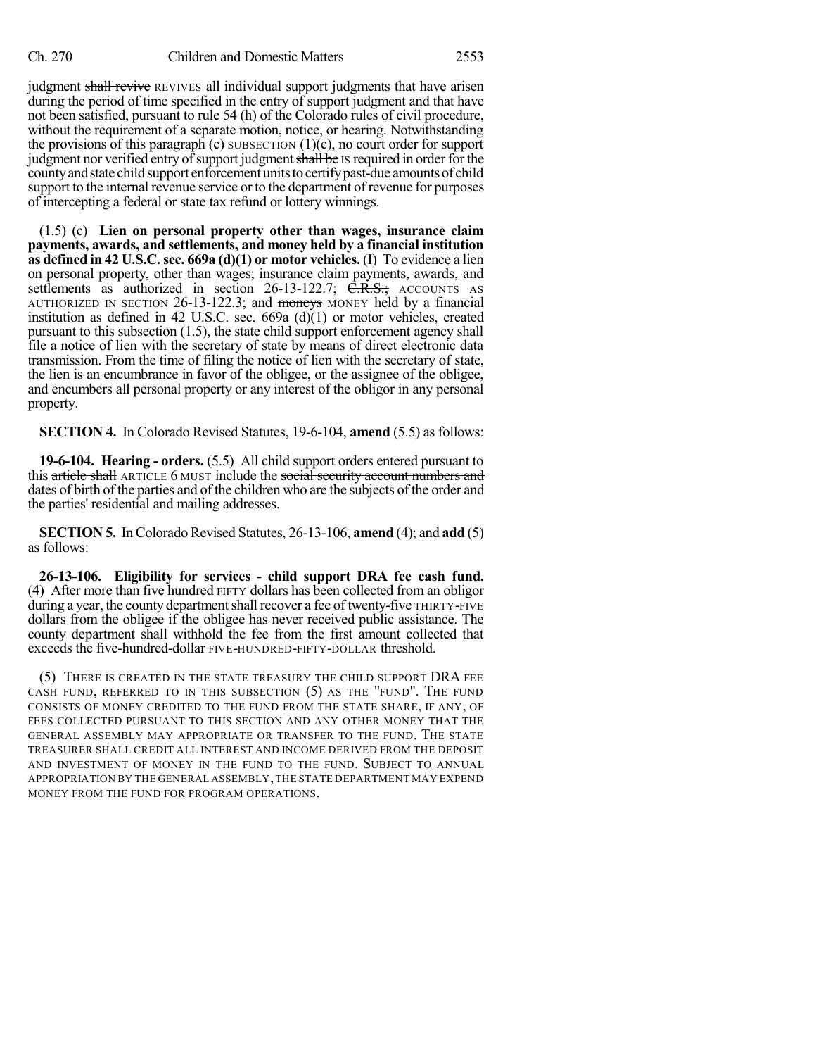judgment ~~shall revive~~ REVIVES all individual support judgments that have arisen during the period of time specified in the entry of support judgment and that have not been satisfied, pursuant to rule 54 (h) of the Colorado rules of civil procedure, without the requirement of a separate motion, notice, or hearing. Notwithstanding the provisions of this ~~paragraph (c)~~ SUBSECTION (1)(c), no court order for support judgment nor verified entry of support judgment ~~shall be~~ IS required in order for the county and state child support enforcement units to certify past-due amounts of child support to the internal revenue service or to the department of revenue for purposes of intercepting a federal or state tax refund or lottery winnings.

(1.5) (c) **Lien on personal property other than wages, insurance claim payments, awards, and settlements, and money held by a financial institution as defined in 42 U.S.C. sec. 669a (d)(1) or motor vehicles.** (I) To evidence a lien on personal property, other than wages; insurance claim payments, awards, and settlements as authorized in section 26-13-122.7; ~~C.R.S.;~~ ACCOUNTS AS AUTHORIZED IN SECTION 26-13-122.3; and ~~moneys~~ MONEY held by a financial institution as defined in 42 U.S.C. sec. 669a (d)(1) or motor vehicles, created pursuant to this subsection (1.5), the state child support enforcement agency shall file a notice of lien with the secretary of state by means of direct electronic data transmission. From the time of filing the notice of lien with the secretary of state, the lien is an encumbrance in favor of the obligee, or the assignee of the obligee, and encumbers all personal property or any interest of the obligor in any personal property.

**SECTION 4.** In Colorado Revised Statutes, 19-6-104, **amend** (5.5) as follows:

**19-6-104. Hearing - orders.** (5.5) All child support orders entered pursuant to this ~~article shall~~ ARTICLE 6 MUST include the ~~social security account numbers and~~ dates of birth of the parties and of the children who are the subjects of the order and the parties' residential and mailing addresses.

**SECTION 5.** In Colorado Revised Statutes, 26-13-106, **amend** (4); and **add** (5) as follows:

**26-13-106. Eligibility for services - child support DRA fee cash fund.** (4) After more than five hundred FIFTY dollars has been collected from an obligor during a year, the county department shall recover a fee of ~~twenty-five~~ THIRTY-FIVE dollars from the obligee if the obligee has never received public assistance. The county department shall withhold the fee from the first amount collected that exceeds the ~~five-hundred-dollar~~ FIVE-HUNDRED-FIFTY-DOLLAR threshold.

(5) THERE IS CREATED IN THE STATE TREASURY THE CHILD SUPPORT DRA FEE CASH FUND, REFERRED TO IN THIS SUBSECTION (5) AS THE "FUND". THE FUND CONSISTS OF MONEY CREDITED TO THE FUND FROM THE STATE SHARE, IF ANY, OF FEES COLLECTED PURSUANT TO THIS SECTION AND ANY OTHER MONEY THAT THE GENERAL ASSEMBLY MAY APPROPRIATE OR TRANSFER TO THE FUND. THE STATE TREASURER SHALL CREDIT ALL INTEREST AND INCOME DERIVED FROM THE DEPOSIT AND INVESTMENT OF MONEY IN THE FUND TO THE FUND. SUBJECT TO ANNUAL APPROPRIATION BY THE GENERAL ASSEMBLY, THE STATE DEPARTMENT MAY EXPEND MONEY FROM THE FUND FOR PROGRAM OPERATIONS.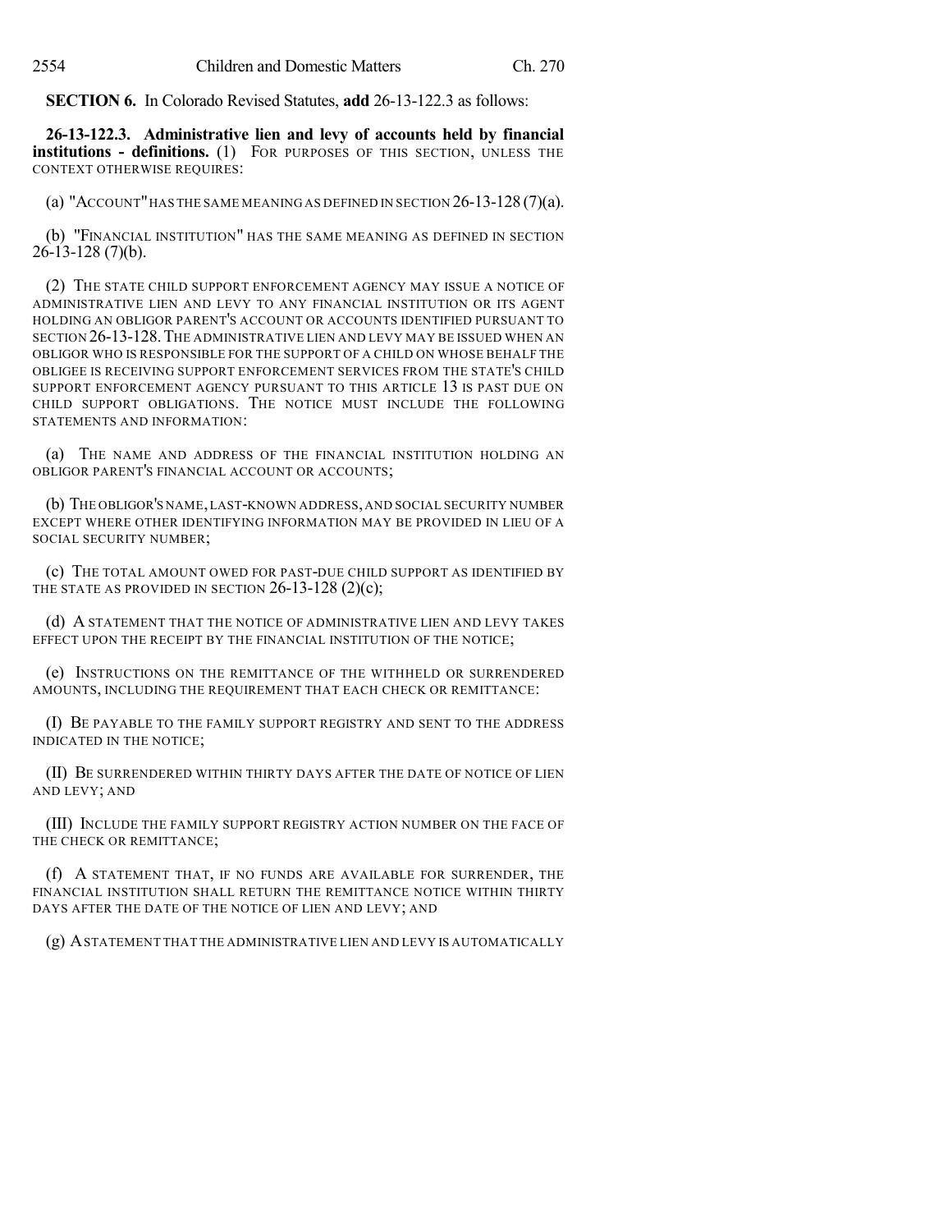**SECTION 6.** In Colorado Revised Statutes, **add** 26-13-122.3 as follows:

**26-13-122.3. Administrative lien and levy of accounts held by financial institutions - definitions.** (1) FOR PURPOSES OF THIS SECTION, UNLESS THE CONTEXT OTHERWISE REQUIRES:

(a) "ACCOUNT" HAS THE SAME MEANING AS DEFINED IN SECTION 26-13-128 (7)(a).

(b) "FINANCIAL INSTITUTION" HAS THE SAME MEANING AS DEFINED IN SECTION 26-13-128 (7)(b).

(2) THE STATE CHILD SUPPORT ENFORCEMENT AGENCY MAY ISSUE A NOTICE OF ADMINISTRATIVE LIEN AND LEVY TO ANY FINANCIAL INSTITUTION OR ITS AGENT HOLDING AN OBLIGOR PARENT'S ACCOUNT OR ACCOUNTS IDENTIFIED PURSUANT TO SECTION 26-13-128. THE ADMINISTRATIVE LIEN AND LEVY MAY BE ISSUED WHEN AN OBLIGOR WHO IS RESPONSIBLE FOR THE SUPPORT OF A CHILD ON WHOSE BEHALF THE OBLIGEE IS RECEIVING SUPPORT ENFORCEMENT SERVICES FROM THE STATE'S CHILD SUPPORT ENFORCEMENT AGENCY PURSUANT TO THIS ARTICLE 13 IS PAST DUE ON CHILD SUPPORT OBLIGATIONS. THE NOTICE MUST INCLUDE THE FOLLOWING STATEMENTS AND INFORMATION:

(a) THE NAME AND ADDRESS OF THE FINANCIAL INSTITUTION HOLDING AN OBLIGOR PARENT'S FINANCIAL ACCOUNT OR ACCOUNTS;

(b) THE OBLIGOR'S NAME, LAST-KNOWN ADDRESS, AND SOCIAL SECURITY NUMBER EXCEPT WHERE OTHER IDENTIFYING INFORMATION MAY BE PROVIDED IN LIEU OF A SOCIAL SECURITY NUMBER;

(c) THE TOTAL AMOUNT OWED FOR PAST-DUE CHILD SUPPORT AS IDENTIFIED BY THE STATE AS PROVIDED IN SECTION 26-13-128 (2)(c);

(d) A STATEMENT THAT THE NOTICE OF ADMINISTRATIVE LIEN AND LEVY TAKES EFFECT UPON THE RECEIPT BY THE FINANCIAL INSTITUTION OF THE NOTICE;

(e) INSTRUCTIONS ON THE REMITTANCE OF THE WITHHELD OR SURRENDERED AMOUNTS, INCLUDING THE REQUIREMENT THAT EACH CHECK OR REMITTANCE:

(I) BE PAYABLE TO THE FAMILY SUPPORT REGISTRY AND SENT TO THE ADDRESS INDICATED IN THE NOTICE;

(II) BE SURRENDERED WITHIN THIRTY DAYS AFTER THE DATE OF NOTICE OF LIEN AND LEVY; AND

(III) INCLUDE THE FAMILY SUPPORT REGISTRY ACTION NUMBER ON THE FACE OF THE CHECK OR REMITTANCE;

(f) A STATEMENT THAT, IF NO FUNDS ARE AVAILABLE FOR SURRENDER, THE FINANCIAL INSTITUTION SHALL RETURN THE REMITTANCE NOTICE WITHIN THIRTY DAYS AFTER THE DATE OF THE NOTICE OF LIEN AND LEVY; AND

(g) A STATEMENT THAT THE ADMINISTRATIVE LIEN AND LEVY IS AUTOMATICALLY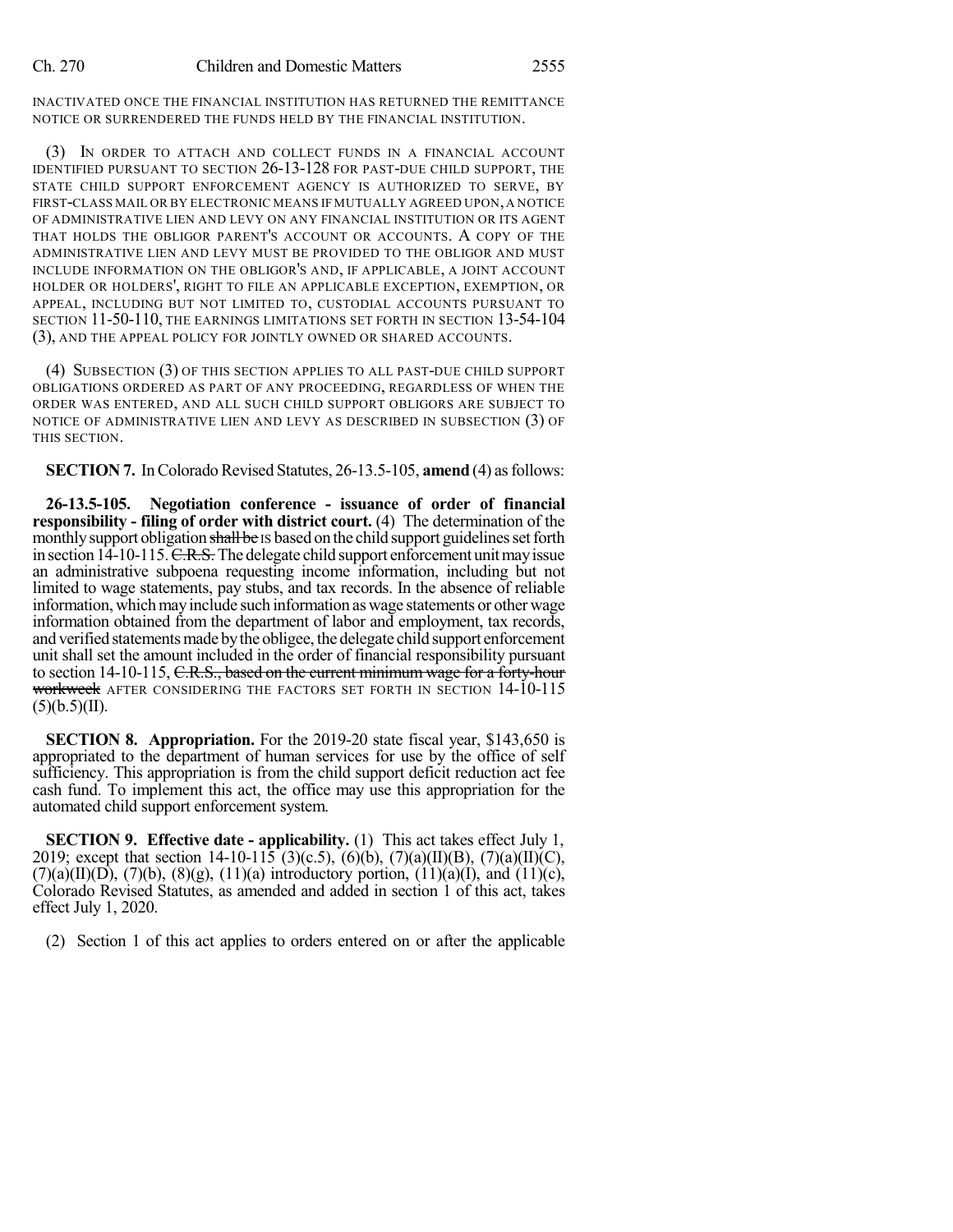INACTIVATED ONCE THE FINANCIAL INSTITUTION HAS RETURNED THE REMITTANCE NOTICE OR SURRENDERED THE FUNDS HELD BY THE FINANCIAL INSTITUTION.

(3) IN ORDER TO ATTACH AND COLLECT FUNDS IN A FINANCIAL ACCOUNT IDENTIFIED PURSUANT TO SECTION 26-13-128 FOR PAST-DUE CHILD SUPPORT, THE STATE CHILD SUPPORT ENFORCEMENT AGENCY IS AUTHORIZED TO SERVE, BY FIRST-CLASS MAIL OR BY ELECTRONIC MEANS IF MUTUALLY AGREED UPON, A NOTICE OF ADMINISTRATIVE LIEN AND LEVY ON ANY FINANCIAL INSTITUTION OR ITS AGENT THAT HOLDS THE OBLIGOR PARENT'S ACCOUNT OR ACCOUNTS. A COPY OF THE ADMINISTRATIVE LIEN AND LEVY MUST BE PROVIDED TO THE OBLIGOR AND MUST INCLUDE INFORMATION ON THE OBLIGOR'S AND, IF APPLICABLE, A JOINT ACCOUNT HOLDER OR HOLDERS', RIGHT TO FILE AN APPLICABLE EXCEPTION, EXEMPTION, OR APPEAL, INCLUDING BUT NOT LIMITED TO, CUSTODIAL ACCOUNTS PURSUANT TO SECTION 11-50-110, THE EARNINGS LIMITATIONS SET FORTH IN SECTION 13-54-104 (3), AND THE APPEAL POLICY FOR JOINTLY OWNED OR SHARED ACCOUNTS.

(4) SUBSECTION (3) OF THIS SECTION APPLIES TO ALL PAST-DUE CHILD SUPPORT OBLIGATIONS ORDERED AS PART OF ANY PROCEEDING, REGARDLESS OF WHEN THE ORDER WAS ENTERED, AND ALL SUCH CHILD SUPPORT OBLIGORS ARE SUBJECT TO NOTICE OF ADMINISTRATIVE LIEN AND LEVY AS DESCRIBED IN SUBSECTION (3) OF THIS SECTION.

**SECTION 7.** In Colorado Revised Statutes, 26-13.5-105, **amend** (4) as follows:

**26-13.5-105. Negotiation conference - issuance of order of financial responsibility - filing of order with district court.** (4) The determination of the monthly support obligation ~~shall be~~ IS based on the child support guidelines set forth in section 14-10-115. ~~C.R.S.~~ The delegate child support enforcement unit may issue an administrative subpoena requesting income information, including but not limited to wage statements, pay stubs, and tax records. In the absence of reliable information, which may include such information as wage statements or other wage information obtained from the department of labor and employment, tax records, and verified statements made by the obligee, the delegate child support enforcement unit shall set the amount included in the order of financial responsibility pursuant to section 14-10-115, ~~C.R.S., based on the current minimum wage for a forty-hour workweek~~ AFTER CONSIDERING THE FACTORS SET FORTH IN SECTION 14-10-115 (5)(b.5)(II).

**SECTION 8. Appropriation.** For the 2019-20 state fiscal year, $143,650 is appropriated to the department of human services for use by the office of self sufficiency. This appropriation is from the child support deficit reduction act fee cash fund. To implement this act, the office may use this appropriation for the automated child support enforcement system.

**SECTION 9. Effective date - applicability.** (1) This act takes effect July 1, 2019; except that section 14-10-115 (3)(c.5), (6)(b), (7)(a)(II)(B), (7)(a)(II)(C), (7)(a)(II)(D), (7)(b), (8)(g), (11)(a) introductory portion, (11)(a)(I), and (11)(c), Colorado Revised Statutes, as amended and added in section 1 of this act, takes effect July 1, 2020.

(2) Section 1 of this act applies to orders entered on or after the applicable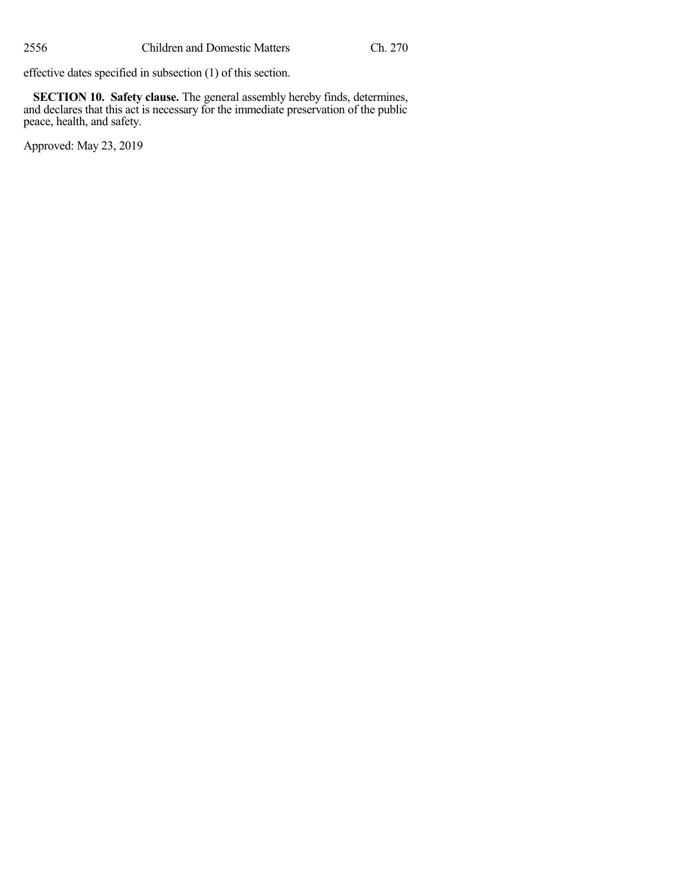effective dates specified in subsection (1) of this section.

**SECTION 10. Safety clause.** The general assembly hereby finds, determines, and declares that this act is necessary for the immediate preservation of the public peace, health, and safety.

Approved: May 23, 2019